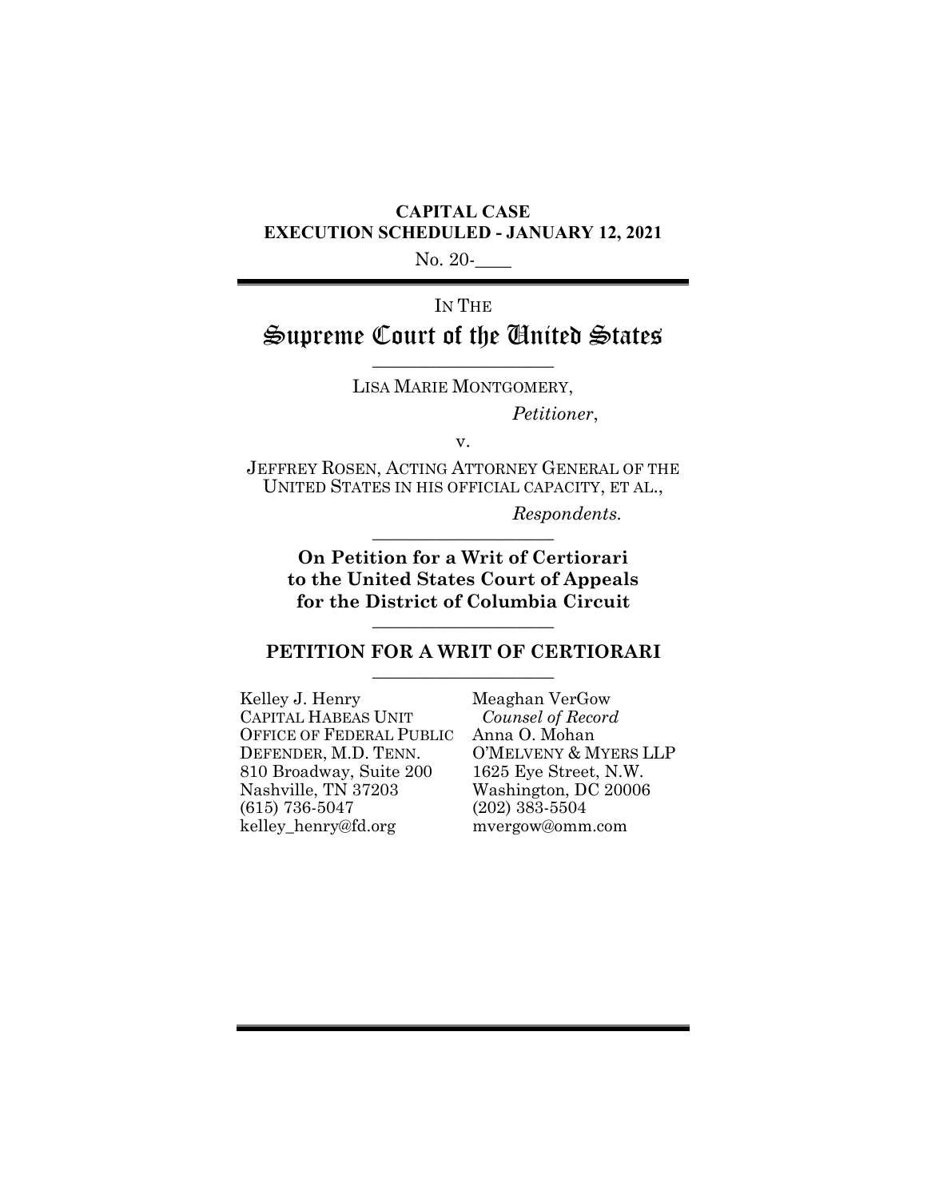**CAPITAL CASE**
**EXECUTION SCHEDULED - JANUARY 12, 2021**

No. 20-____

---

IN THE

# Supreme Court of the United States

---

LISA MARIE MONTGOMERY,

*Petitioner*,

v.

JEFFREY ROSEN, ACTING ATTORNEY GENERAL OF THE UNITED STATES IN HIS OFFICIAL CAPACITY, ET AL.,

*Respondents.*

---

**On Petition for a Writ of Certiorari to the United States Court of Appeals for the District of Columbia Circuit**

---

## PETITION FOR A WRIT OF CERTIORARI

---

Kelley J. Henry
CAPITAL HABEAS UNIT
OFFICE OF FEDERAL PUBLIC DEFENDER, M.D. TENN.
810 Broadway, Suite 200
Nashville, TN 37203
(615) 736-5047
kelley_henry@fd.org

Meaghan VerGow
*Counsel of Record*
Anna O. Mohan
O'MELVENY & MYERS LLP
1625 Eye Street, N.W.
Washington, DC 20006
(202) 383-5504
mvergow@omm.com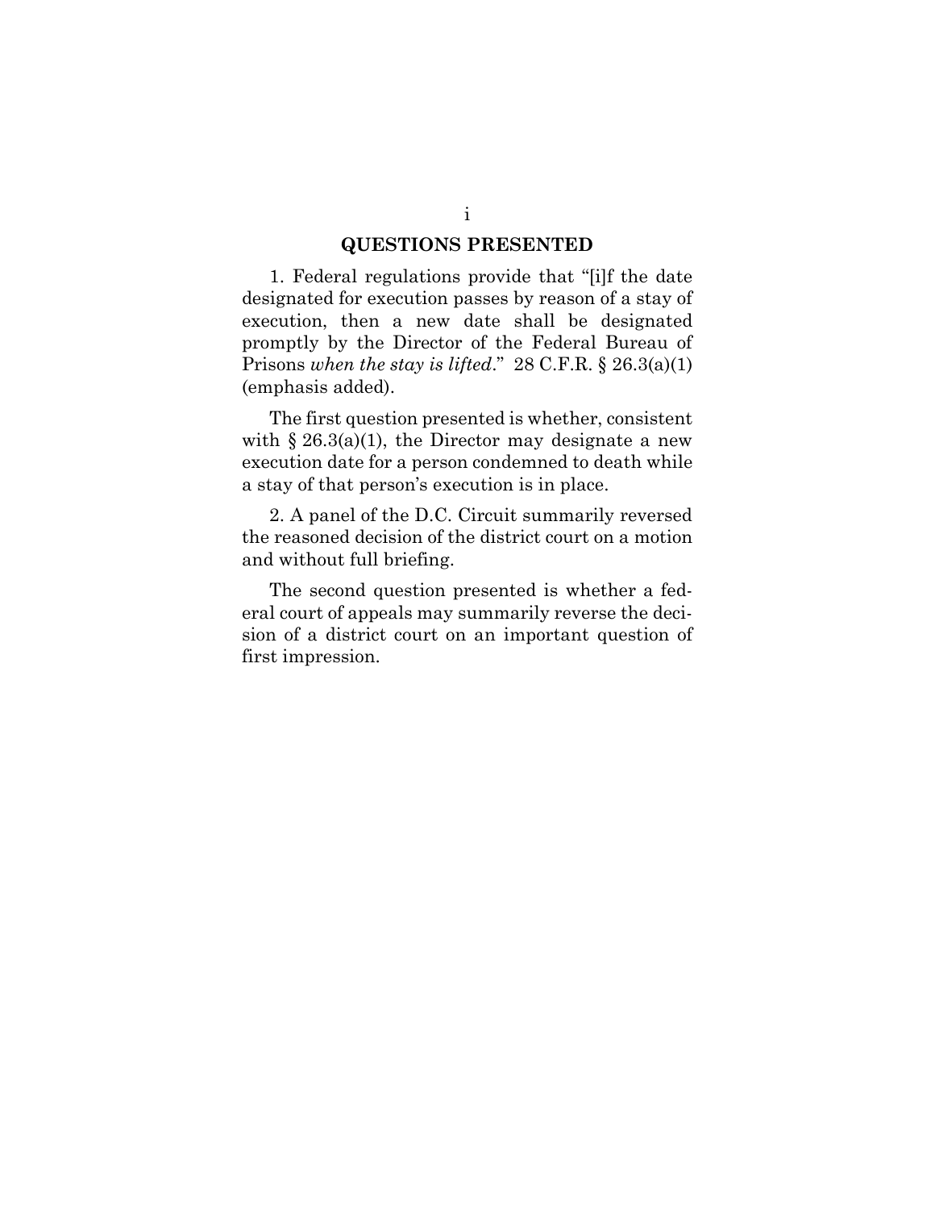## QUESTIONS PRESENTED

1. Federal regulations provide that "[i]f the date designated for execution passes by reason of a stay of execution, then a new date shall be designated promptly by the Director of the Federal Bureau of Prisons *when the stay is lifted*." 28 C.F.R. § 26.3(a)(1) (emphasis added).

The first question presented is whether, consistent with § 26.3(a)(1), the Director may designate a new execution date for a person condemned to death while a stay of that person's execution is in place.

2. A panel of the D.C. Circuit summarily reversed the reasoned decision of the district court on a motion and without full briefing.

The second question presented is whether a federal court of appeals may summarily reverse the decision of a district court on an important question of first impression.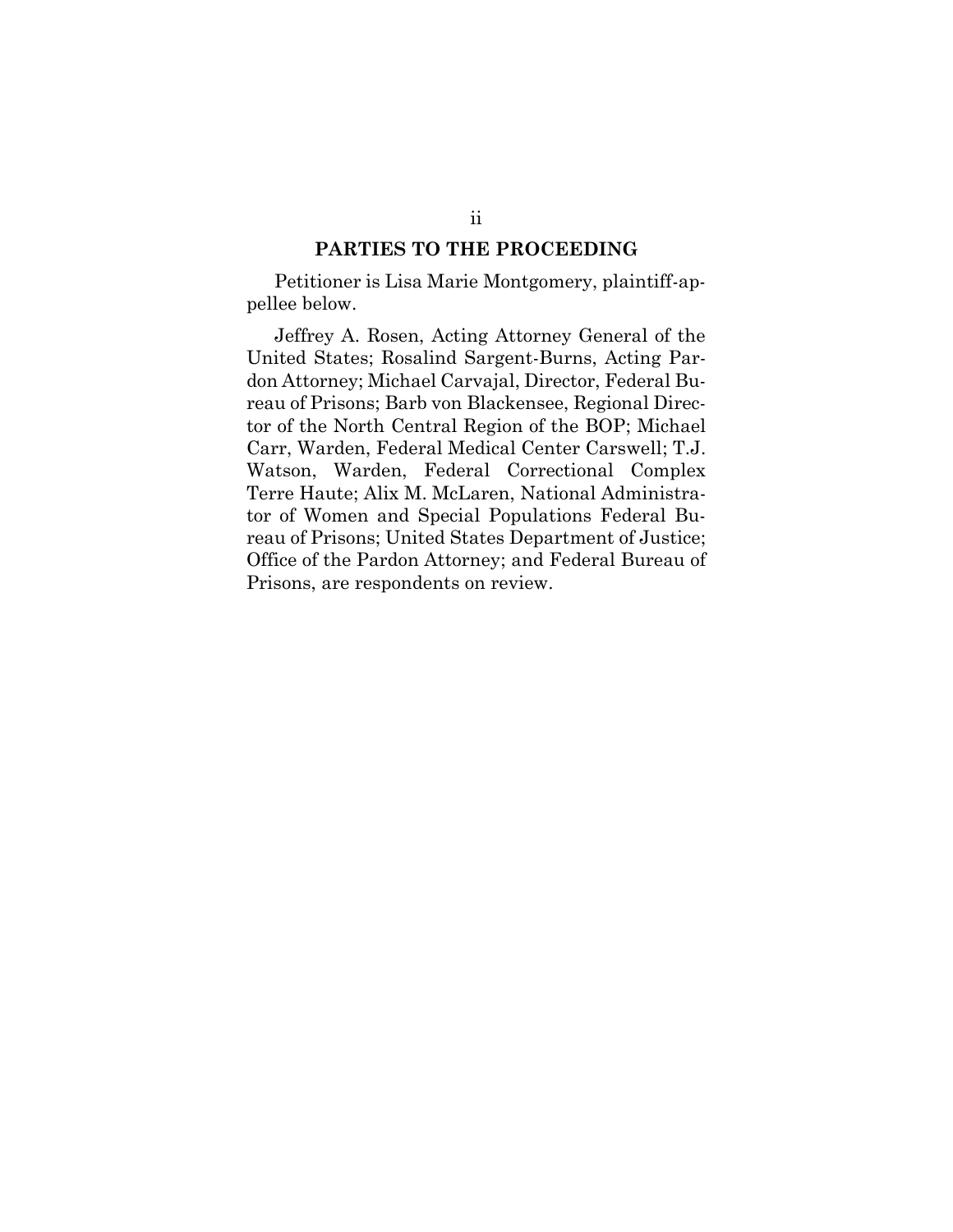## PARTIES TO THE PROCEEDING

Petitioner is Lisa Marie Montgomery, plaintiff-appellee below.

Jeffrey A. Rosen, Acting Attorney General of the United States; Rosalind Sargent-Burns, Acting Pardon Attorney; Michael Carvajal, Director, Federal Bureau of Prisons; Barb von Blackensee, Regional Director of the North Central Region of the BOP; Michael Carr, Warden, Federal Medical Center Carswell; T.J. Watson, Warden, Federal Correctional Complex Terre Haute; Alix M. McLaren, National Administrator of Women and Special Populations Federal Bureau of Prisons; United States Department of Justice; Office of the Pardon Attorney; and Federal Bureau of Prisons, are respondents on review.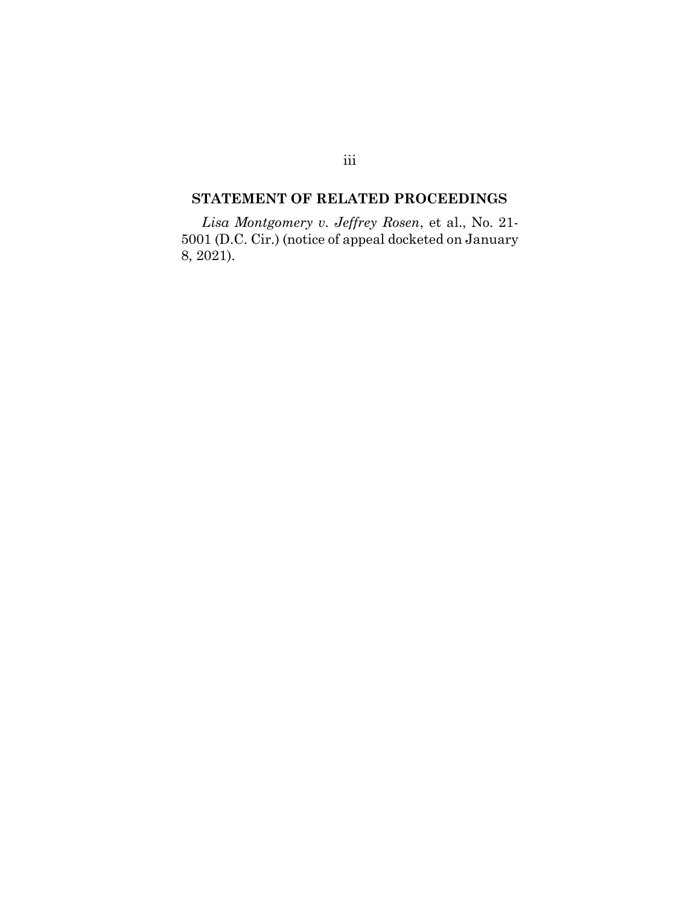## STATEMENT OF RELATED PROCEEDINGS

*Lisa Montgomery v. Jeffrey Rosen*, et al., No. 21-5001 (D.C. Cir.) (notice of appeal docketed on January 8, 2021).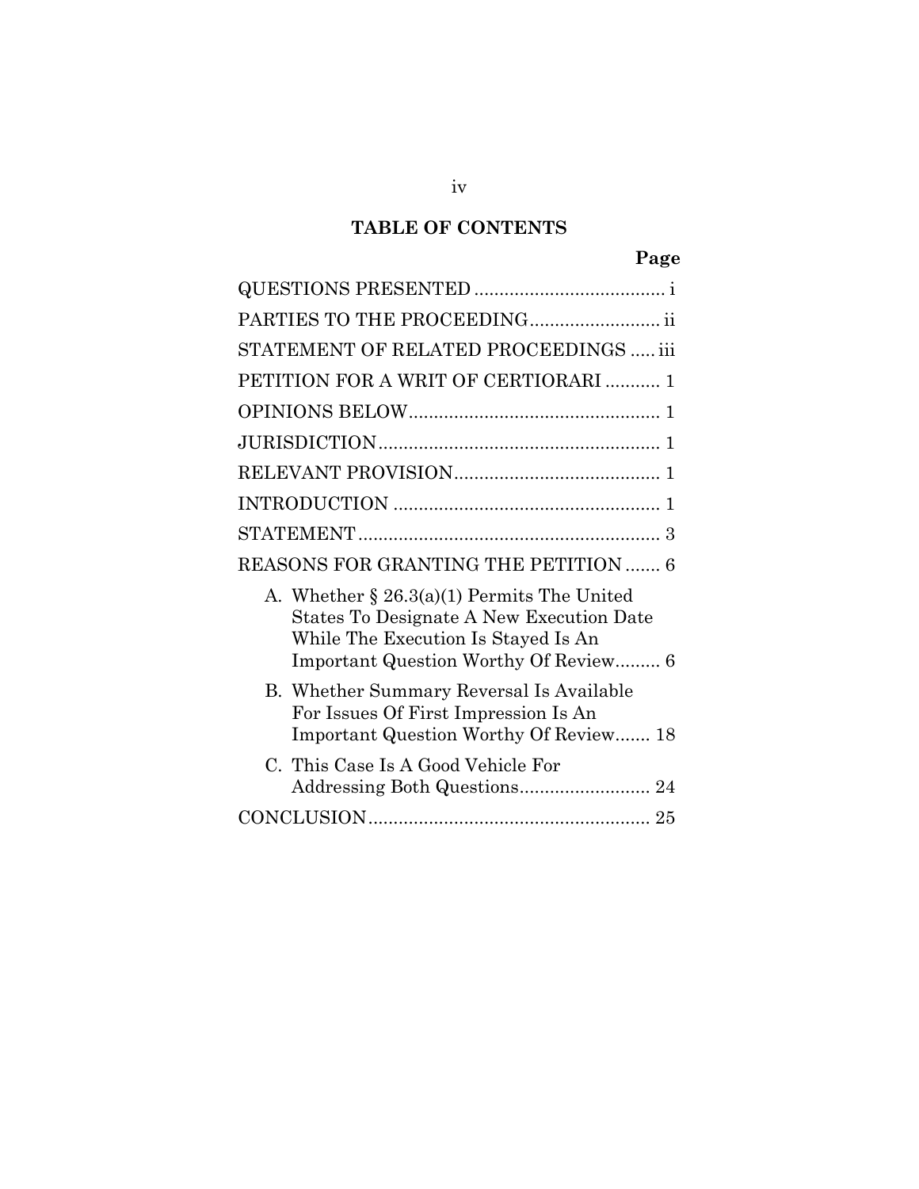## TABLE OF CONTENTS

| | Page |
|---|---|
| QUESTIONS PRESENTED | i |
| PARTIES TO THE PROCEEDING | ii |
| STATEMENT OF RELATED PROCEEDINGS | iii |
| PETITION FOR A WRIT OF CERTIORARI | 1 |
| OPINIONS BELOW | 1 |
| JURISDICTION | 1 |
| RELEVANT PROVISION | 1 |
| INTRODUCTION | 1 |
| STATEMENT | 3 |
| REASONS FOR GRANTING THE PETITION | 6 |
| A. Whether § 26.3(a)(1) Permits The United States To Designate A New Execution Date While The Execution Is Stayed Is An Important Question Worthy Of Review | 6 |
| B. Whether Summary Reversal Is Available For Issues Of First Impression Is An Important Question Worthy Of Review | 18 |
| C. This Case Is A Good Vehicle For Addressing Both Questions | 24 |
| CONCLUSION | 25 |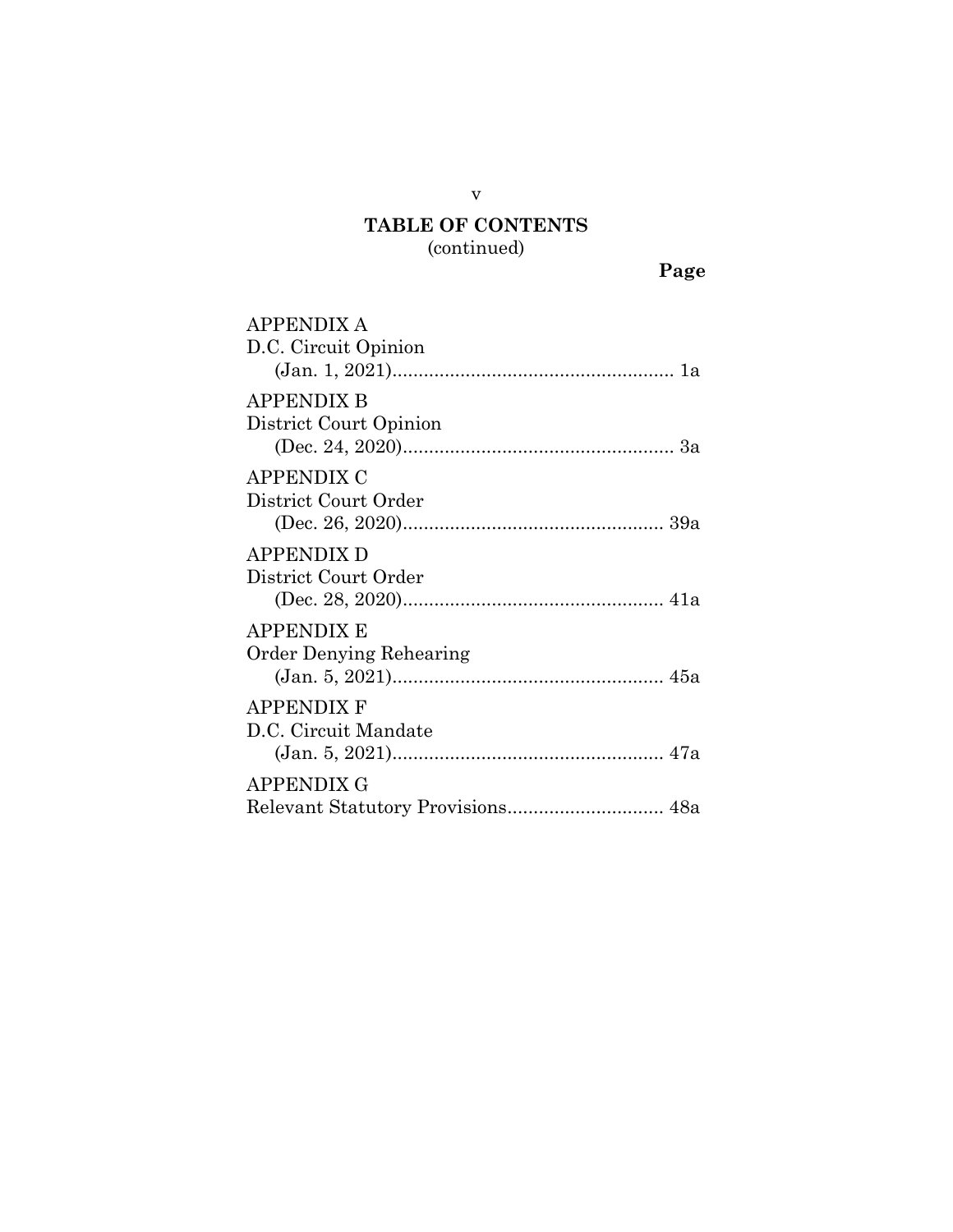## TABLE OF CONTENTS
(continued)

**Page**

APPENDIX A
D.C. Circuit Opinion
(Jan. 1, 2021)...................................................... 1a

APPENDIX B
District Court Opinion
(Dec. 24, 2020).................................................... 3a

APPENDIX C
District Court Order
(Dec. 26, 2020).................................................. 39a

APPENDIX D
District Court Order
(Dec. 28, 2020).................................................. 41a

APPENDIX E
Order Denying Rehearing
(Jan. 5, 2021).................................................... 45a

APPENDIX F
D.C. Circuit Mandate
(Jan. 5, 2021).................................................... 47a

APPENDIX G
Relevant Statutory Provisions.............................. 48a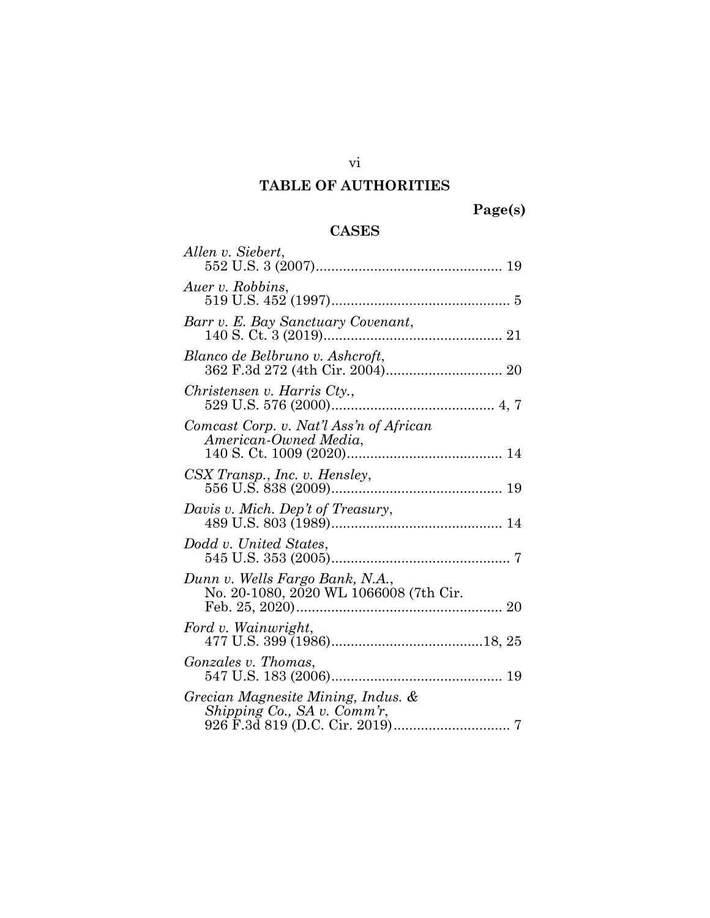## TABLE OF AUTHORITIES

**Page(s)**

### CASES

*Allen v. Siebert*,
552 U.S. 3 (2007)................................................ 19

*Auer v. Robbins*,
519 U.S. 452 (1997)............................................. 5

*Barr v. E. Bay Sanctuary Covenant*,
140 S. Ct. 3 (2019).............................................. 21

*Blanco de Belbruno v. Ashcroft*,
362 F.3d 272 (4th Cir. 2004).............................. 20

*Christensen v. Harris Cty.*,
529 U.S. 576 (2000).......................................... 4, 7

*Comcast Corp. v. Nat'l Ass'n of African American-Owned Media*,
140 S. Ct. 1009 (2020)........................................ 14

*CSX Transp., Inc. v. Hensley*,
556 U.S. 838 (2009)............................................ 19

*Davis v. Mich. Dep't of Treasury*,
489 U.S. 803 (1989)............................................ 14

*Dodd v. United States*,
545 U.S. 353 (2005).............................................. 7

*Dunn v. Wells Fargo Bank, N.A.*,
No. 20-1080, 2020 WL 1066008 (7th Cir. Feb. 25, 2020)..................................................... 20

*Ford v. Wainwright*,
477 U.S. 399 (1986).......................................18, 25

*Gonzales v. Thomas*,
547 U.S. 183 (2006)............................................ 19

*Grecian Magnesite Mining, Indus. & Shipping Co., SA v. Comm'r*,
926 F.3d 819 (D.C. Cir. 2019).............................. 7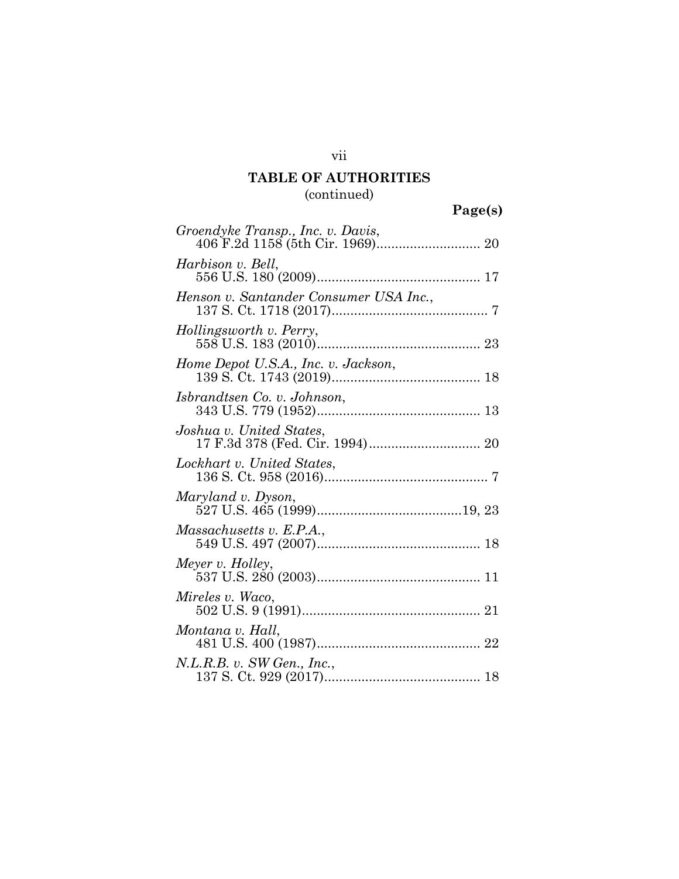## TABLE OF AUTHORITIES
(continued)

**Page(s)**

*Groendyke Transp., Inc. v. Davis*,
406 F.2d 1158 (5th Cir. 1969) ............................ 20

*Harbison v. Bell*,
556 U.S. 180 (2009) ............................................ 17

*Henson v. Santander Consumer USA Inc.*,
137 S. Ct. 1718 (2017) .......................................... 7

*Hollingsworth v. Perry*,
558 U.S. 183 (2010) ............................................ 23

*Home Depot U.S.A., Inc. v. Jackson*,
139 S. Ct. 1743 (2019) ........................................ 18

*Isbrandtsen Co. v. Johnson*,
343 U.S. 779 (1952) ............................................ 13

*Joshua v. United States*,
17 F.3d 378 (Fed. Cir. 1994) .............................. 20

*Lockhart v. United States*,
136 S. Ct. 958 (2016) ............................................ 7

*Maryland v. Dyson*,
527 U.S. 465 (1999) .......................................19, 23

*Massachusetts v. E.P.A.*,
549 U.S. 497 (2007) ............................................ 18

*Meyer v. Holley*,
537 U.S. 280 (2003) ............................................ 11

*Mireles v. Waco*,
502 U.S. 9 (1991) ................................................ 21

*Montana v. Hall*,
481 U.S. 400 (1987) ............................................ 22

*N.L.R.B. v. SW Gen., Inc.*,
137 S. Ct. 929 (2017) .......................................... 18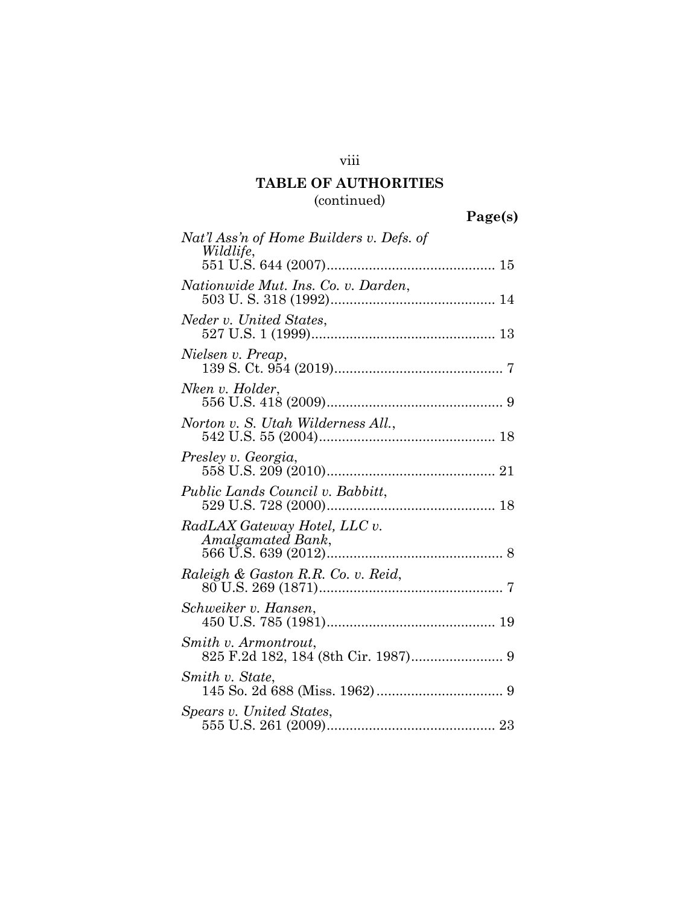## TABLE OF AUTHORITIES

(continued)

**Page(s)**

*Nat'l Ass'n of Home Builders v. Defs. of Wildlife*,
551 U.S. 644 (2007)........................................... 15

*Nationwide Mut. Ins. Co. v. Darden*,
503 U. S. 318 (1992).......................................... 14

*Neder v. United States*,
527 U.S. 1 (1999)............................................... 13

*Nielsen v. Preap*,
139 S. Ct. 954 (2019)........................................... 7

*Nken v. Holder*,
556 U.S. 418 (2009)............................................. 9

*Norton v. S. Utah Wilderness All.*,
542 U.S. 55 (2004)............................................. 18

*Presley v. Georgia*,
558 U.S. 209 (2010)........................................... 21

*Public Lands Council v. Babbitt*,
529 U.S. 728 (2000)........................................... 18

*RadLAX Gateway Hotel, LLC v. Amalgamated Bank*,
566 U.S. 639 (2012)............................................. 8

*Raleigh & Gaston R.R. Co. v. Reid*,
80 U.S. 269 (1871)............................................... 7

*Schweiker v. Hansen*,
450 U.S. 785 (1981)........................................... 19

*Smith v. Armontrout*,
825 F.2d 182, 184 (8th Cir. 1987)........................ 9

*Smith v. State*,
145 So. 2d 688 (Miss. 1962)................................. 9

*Spears v. United States*,
555 U.S. 261 (2009)........................................... 23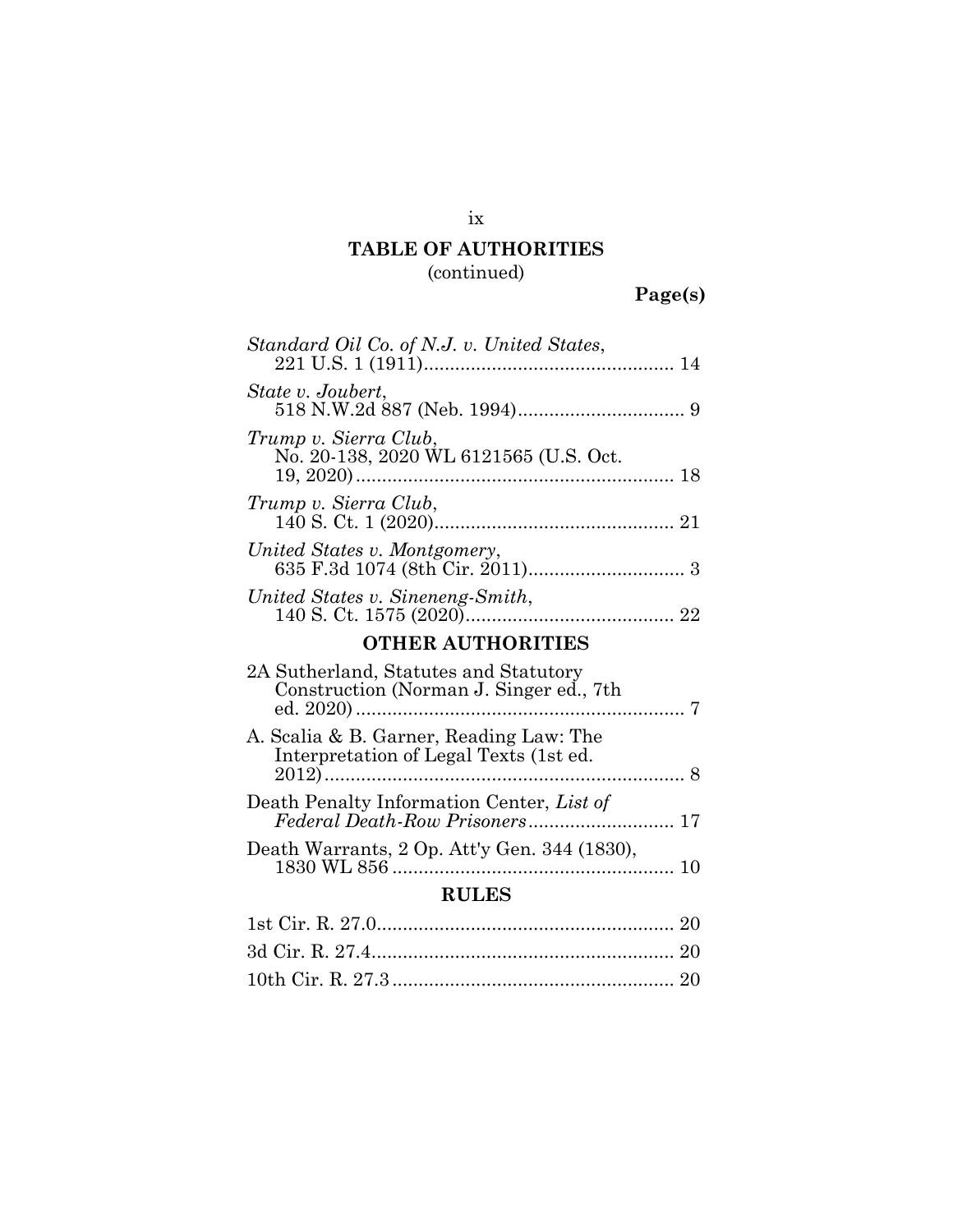## TABLE OF AUTHORITIES
(continued)

**Page(s)**

*Standard Oil Co. of N.J. v. United States*, 221 U.S. 1 (1911)................................................ 14

*State v. Joubert*, 518 N.W.2d 887 (Neb. 1994)................................ 9

*Trump v. Sierra Club*, No. 20-138, 2020 WL 6121565 (U.S. Oct. 19, 2020)............................................................ 18

*Trump v. Sierra Club*, 140 S. Ct. 1 (2020).............................................. 21

*United States v. Montgomery*, 635 F.3d 1074 (8th Cir. 2011).............................. 3

*United States v. Sineneng-Smith*, 140 S. Ct. 1575 (2020)........................................ 22

## OTHER AUTHORITIES

2A Sutherland, Statutes and Statutory Construction (Norman J. Singer ed., 7th ed. 2020)............................................................... 7

A. Scalia & B. Garner, Reading Law: The Interpretation of Legal Texts (1st ed. 2012)..................................................................... 8

Death Penalty Information Center, *List of Federal Death-Row Prisoners*............................ 17

Death Warrants, 2 Op. Att'y Gen. 344 (1830), 1830 WL 856 ...................................................... 10

## RULES

1st Cir. R. 27.0......................................................... 20

3d Cir. R. 27.4.......................................................... 20

10th Cir. R. 27.3...................................................... 20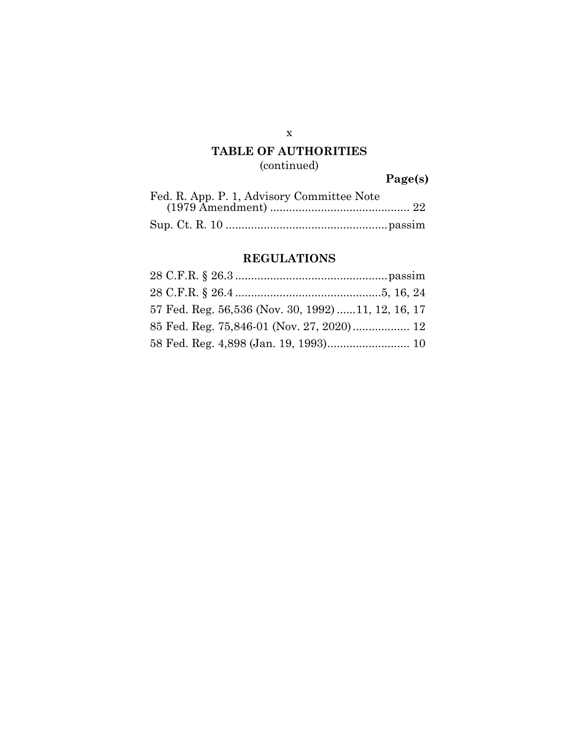## TABLE OF AUTHORITIES
(continued)

**Page(s)**

Fed. R. App. P. 1, Advisory Committee Note (1979 Amendment) ............................................ 22

Sup. Ct. R. 10 .................................................. passim

## REGULATIONS

28 C.F.R. § 26.3 ............................................... passim

28 C.F.R. § 26.4 .............................................5, 16, 24

57 Fed. Reg. 56,536 (Nov. 30, 1992) ......11, 12, 16, 17

85 Fed. Reg. 75,846-01 (Nov. 27, 2020) .................. 12

58 Fed. Reg. 4,898 (Jan. 19, 1993).......................... 10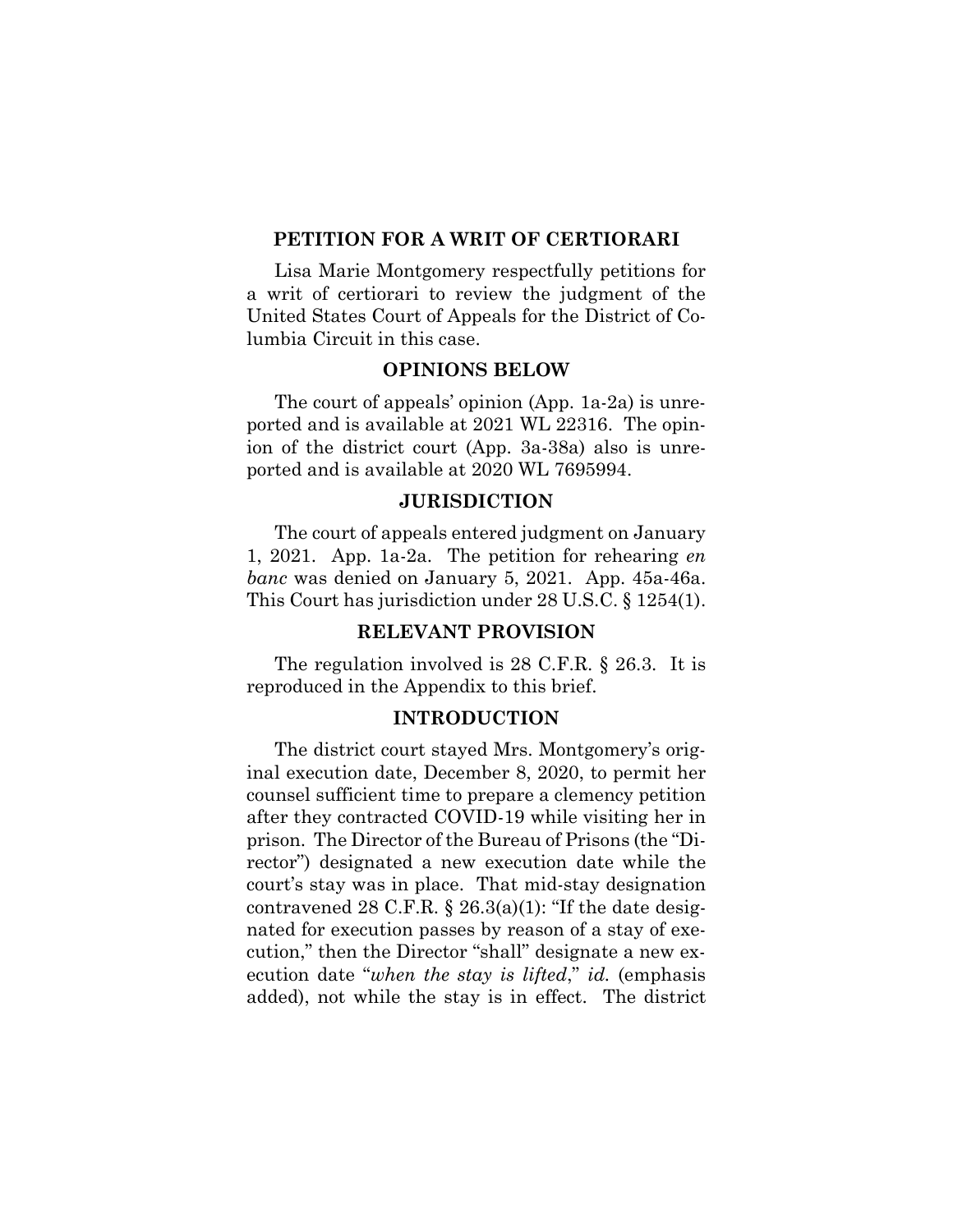## PETITION FOR A WRIT OF CERTIORARI

Lisa Marie Montgomery respectfully petitions for a writ of certiorari to review the judgment of the United States Court of Appeals for the District of Columbia Circuit in this case.

## OPINIONS BELOW

The court of appeals' opinion (App. 1a-2a) is unreported and is available at 2021 WL 22316. The opinion of the district court (App. 3a-38a) also is unreported and is available at 2020 WL 7695994.

## JURISDICTION

The court of appeals entered judgment on January 1, 2021. App. 1a-2a. The petition for rehearing *en banc* was denied on January 5, 2021. App. 45a-46a. This Court has jurisdiction under 28 U.S.C. § 1254(1).

## RELEVANT PROVISION

The regulation involved is 28 C.F.R. § 26.3. It is reproduced in the Appendix to this brief.

## INTRODUCTION

The district court stayed Mrs. Montgomery's original execution date, December 8, 2020, to permit her counsel sufficient time to prepare a clemency petition after they contracted COVID-19 while visiting her in prison. The Director of the Bureau of Prisons (the "Director") designated a new execution date while the court's stay was in place. That mid-stay designation contravened 28 C.F.R. § 26.3(a)(1): "If the date designated for execution passes by reason of a stay of execution," then the Director "shall" designate a new execution date "*when the stay is lifted*," *id.* (emphasis added), not while the stay is in effect. The district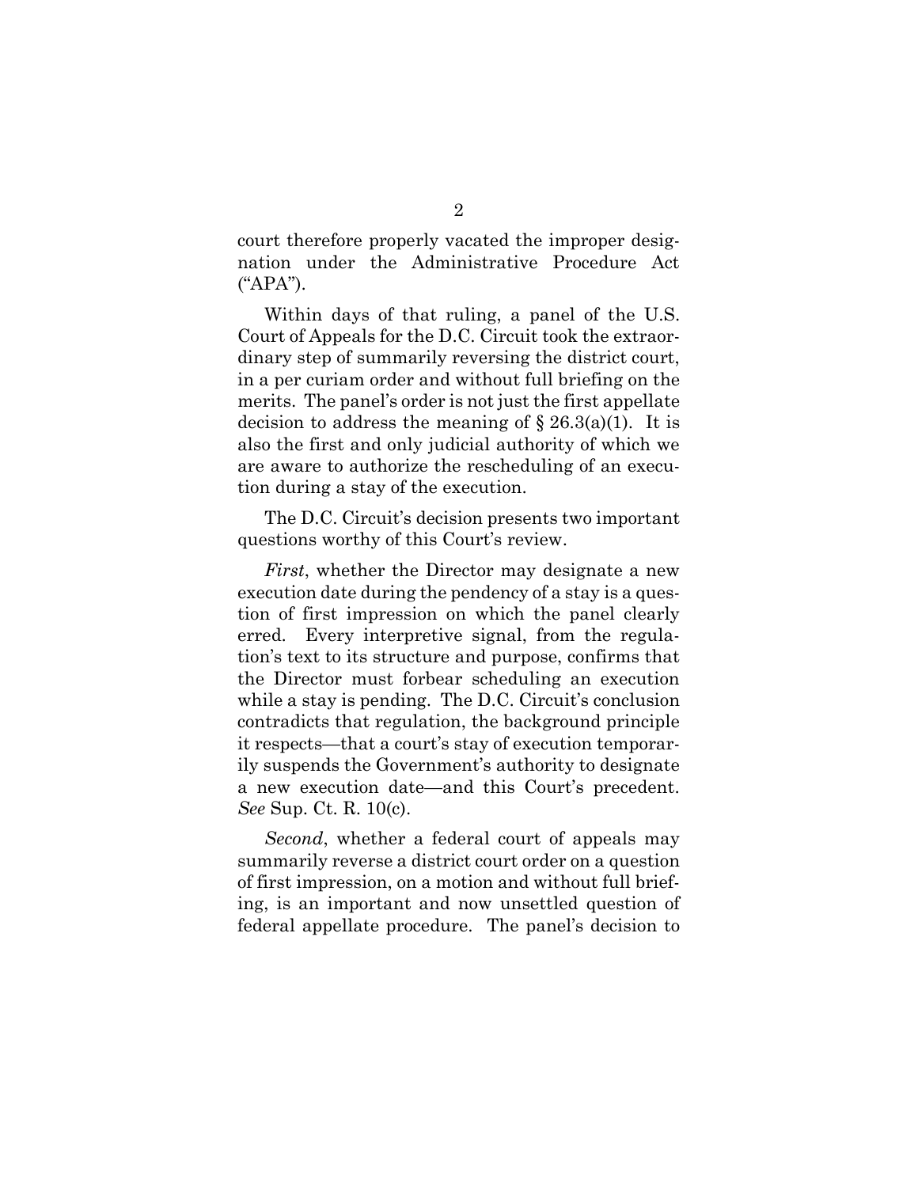court therefore properly vacated the improper designation under the Administrative Procedure Act ("APA").

Within days of that ruling, a panel of the U.S. Court of Appeals for the D.C. Circuit took the extraordinary step of summarily reversing the district court, in a per curiam order and without full briefing on the merits. The panel's order is not just the first appellate decision to address the meaning of § 26.3(a)(1). It is also the first and only judicial authority of which we are aware to authorize the rescheduling of an execution during a stay of the execution.

The D.C. Circuit's decision presents two important questions worthy of this Court's review.

*First*, whether the Director may designate a new execution date during the pendency of a stay is a question of first impression on which the panel clearly erred. Every interpretive signal, from the regulation's text to its structure and purpose, confirms that the Director must forbear scheduling an execution while a stay is pending. The D.C. Circuit's conclusion contradicts that regulation, the background principle it respects—that a court's stay of execution temporarily suspends the Government's authority to designate a new execution date—and this Court's precedent. *See* Sup. Ct. R. 10(c).

*Second*, whether a federal court of appeals may summarily reverse a district court order on a question of first impression, on a motion and without full briefing, is an important and now unsettled question of federal appellate procedure. The panel's decision to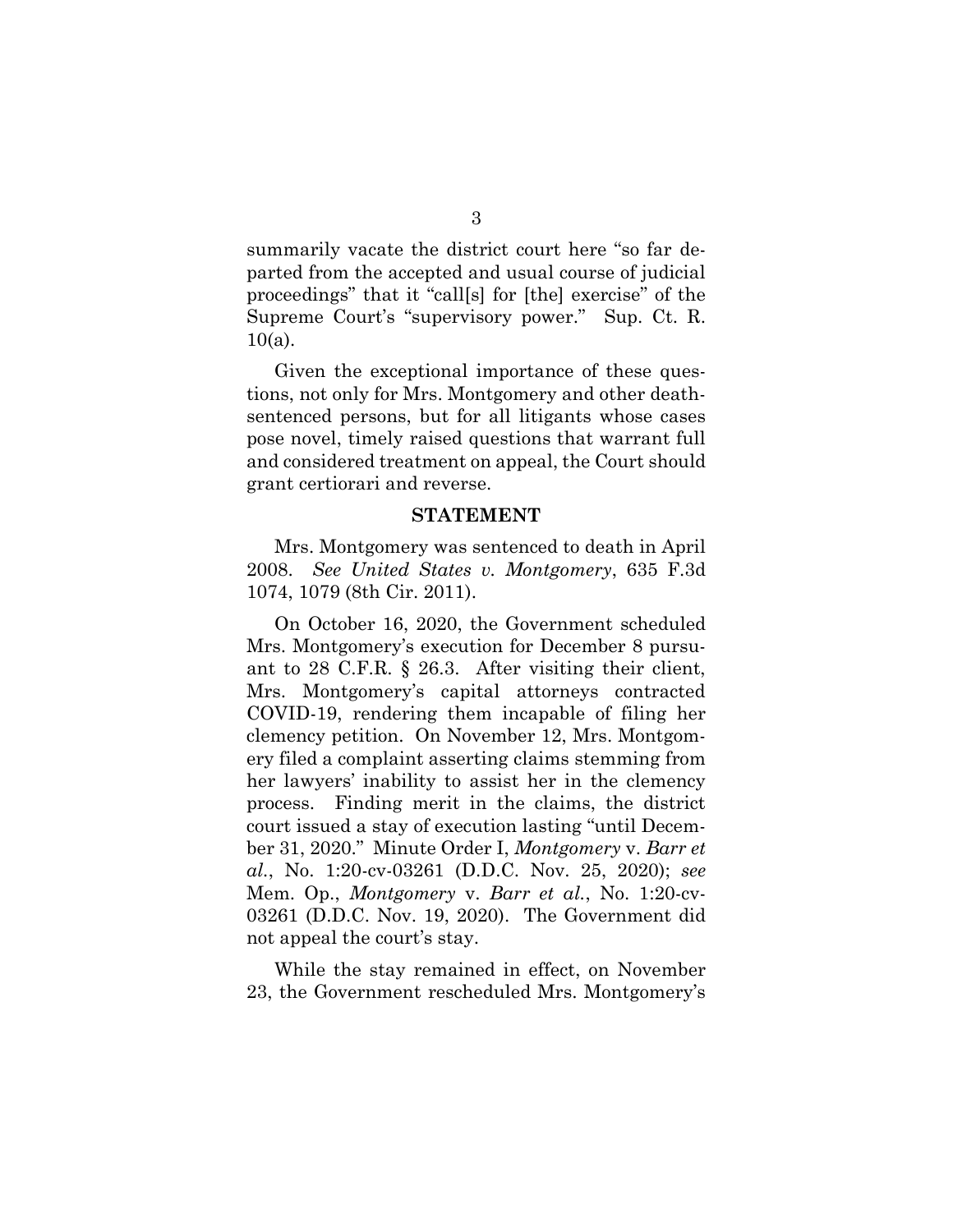summarily vacate the district court here "so far departed from the accepted and usual course of judicial proceedings" that it "call[s] for [the] exercise" of the Supreme Court's "supervisory power." Sup. Ct. R. 10(a).

Given the exceptional importance of these questions, not only for Mrs. Montgomery and other death-sentenced persons, but for all litigants whose cases pose novel, timely raised questions that warrant full and considered treatment on appeal, the Court should grant certiorari and reverse.

## STATEMENT

Mrs. Montgomery was sentenced to death in April 2008. *See United States v. Montgomery*, 635 F.3d 1074, 1079 (8th Cir. 2011).

On October 16, 2020, the Government scheduled Mrs. Montgomery's execution for December 8 pursuant to 28 C.F.R. § 26.3. After visiting their client, Mrs. Montgomery's capital attorneys contracted COVID-19, rendering them incapable of filing her clemency petition. On November 12, Mrs. Montgomery filed a complaint asserting claims stemming from her lawyers' inability to assist her in the clemency process. Finding merit in the claims, the district court issued a stay of execution lasting "until December 31, 2020." Minute Order I, *Montgomery* v. *Barr et al.*, No. 1:20-cv-03261 (D.D.C. Nov. 25, 2020); *see* Mem. Op., *Montgomery* v. *Barr et al.*, No. 1:20-cv-03261 (D.D.C. Nov. 19, 2020). The Government did not appeal the court's stay.

While the stay remained in effect, on November 23, the Government rescheduled Mrs. Montgomery's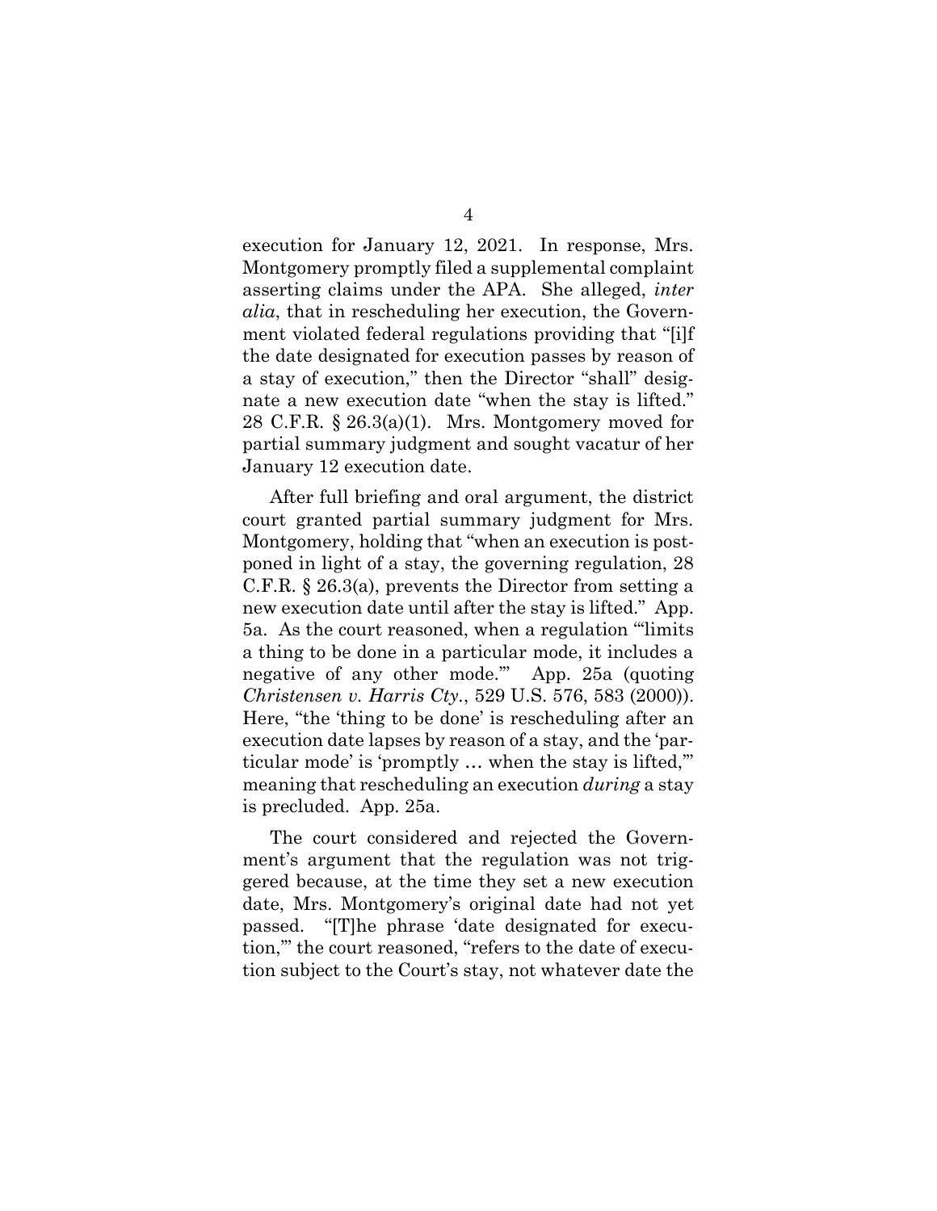execution for January 12, 2021. In response, Mrs. Montgomery promptly filed a supplemental complaint asserting claims under the APA. She alleged, *inter alia*, that in rescheduling her execution, the Government violated federal regulations providing that "[i]f the date designated for execution passes by reason of a stay of execution," then the Director "shall" designate a new execution date "when the stay is lifted." 28 C.F.R. § 26.3(a)(1). Mrs. Montgomery moved for partial summary judgment and sought vacatur of her January 12 execution date.

After full briefing and oral argument, the district court granted partial summary judgment for Mrs. Montgomery, holding that "when an execution is postponed in light of a stay, the governing regulation, 28 C.F.R. § 26.3(a), prevents the Director from setting a new execution date until after the stay is lifted." App. 5a. As the court reasoned, when a regulation "'limits a thing to be done in a particular mode, it includes a negative of any other mode.'" App. 25a (quoting *Christensen v. Harris Cty.*, 529 U.S. 576, 583 (2000)). Here, "the 'thing to be done' is rescheduling after an execution date lapses by reason of a stay, and the 'particular mode' is 'promptly … when the stay is lifted,'" meaning that rescheduling an execution *during* a stay is precluded. App. 25a.

The court considered and rejected the Government's argument that the regulation was not triggered because, at the time they set a new execution date, Mrs. Montgomery's original date had not yet passed. "[T]he phrase 'date designated for execution,'" the court reasoned, "refers to the date of execution subject to the Court's stay, not whatever date the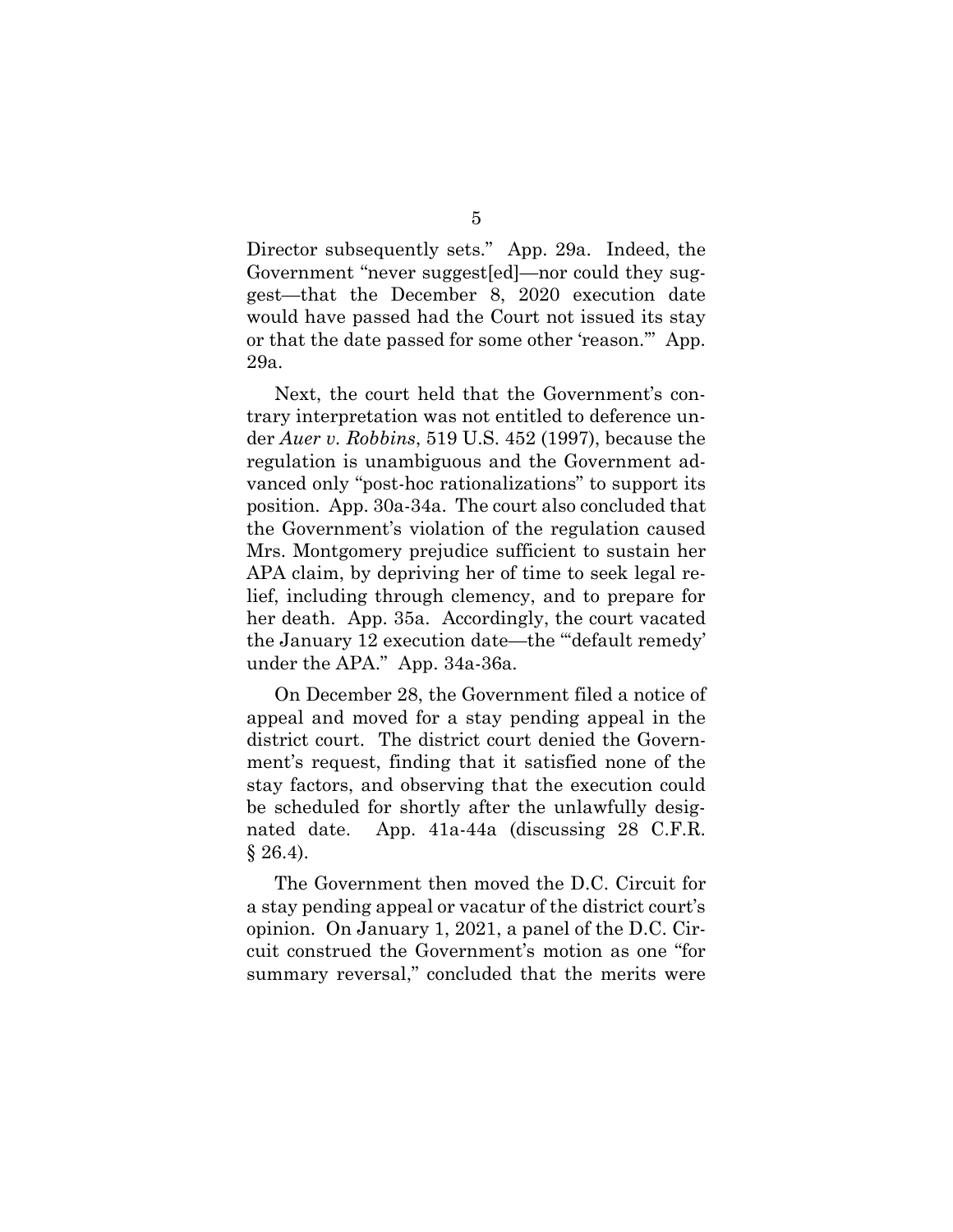Director subsequently sets." App. 29a. Indeed, the Government "never suggest[ed]—nor could they suggest—that the December 8, 2020 execution date would have passed had the Court not issued its stay or that the date passed for some other 'reason.'" App. 29a.

Next, the court held that the Government's contrary interpretation was not entitled to deference under *Auer v. Robbins*, 519 U.S. 452 (1997), because the regulation is unambiguous and the Government advanced only "post-hoc rationalizations" to support its position. App. 30a-34a. The court also concluded that the Government's violation of the regulation caused Mrs. Montgomery prejudice sufficient to sustain her APA claim, by depriving her of time to seek legal relief, including through clemency, and to prepare for her death. App. 35a. Accordingly, the court vacated the January 12 execution date—the "'default remedy' under the APA." App. 34a-36a.

On December 28, the Government filed a notice of appeal and moved for a stay pending appeal in the district court. The district court denied the Government's request, finding that it satisfied none of the stay factors, and observing that the execution could be scheduled for shortly after the unlawfully designated date. App. 41a-44a (discussing 28 C.F.R. § 26.4).

The Government then moved the D.C. Circuit for a stay pending appeal or vacatur of the district court's opinion. On January 1, 2021, a panel of the D.C. Circuit construed the Government's motion as one "for summary reversal," concluded that the merits were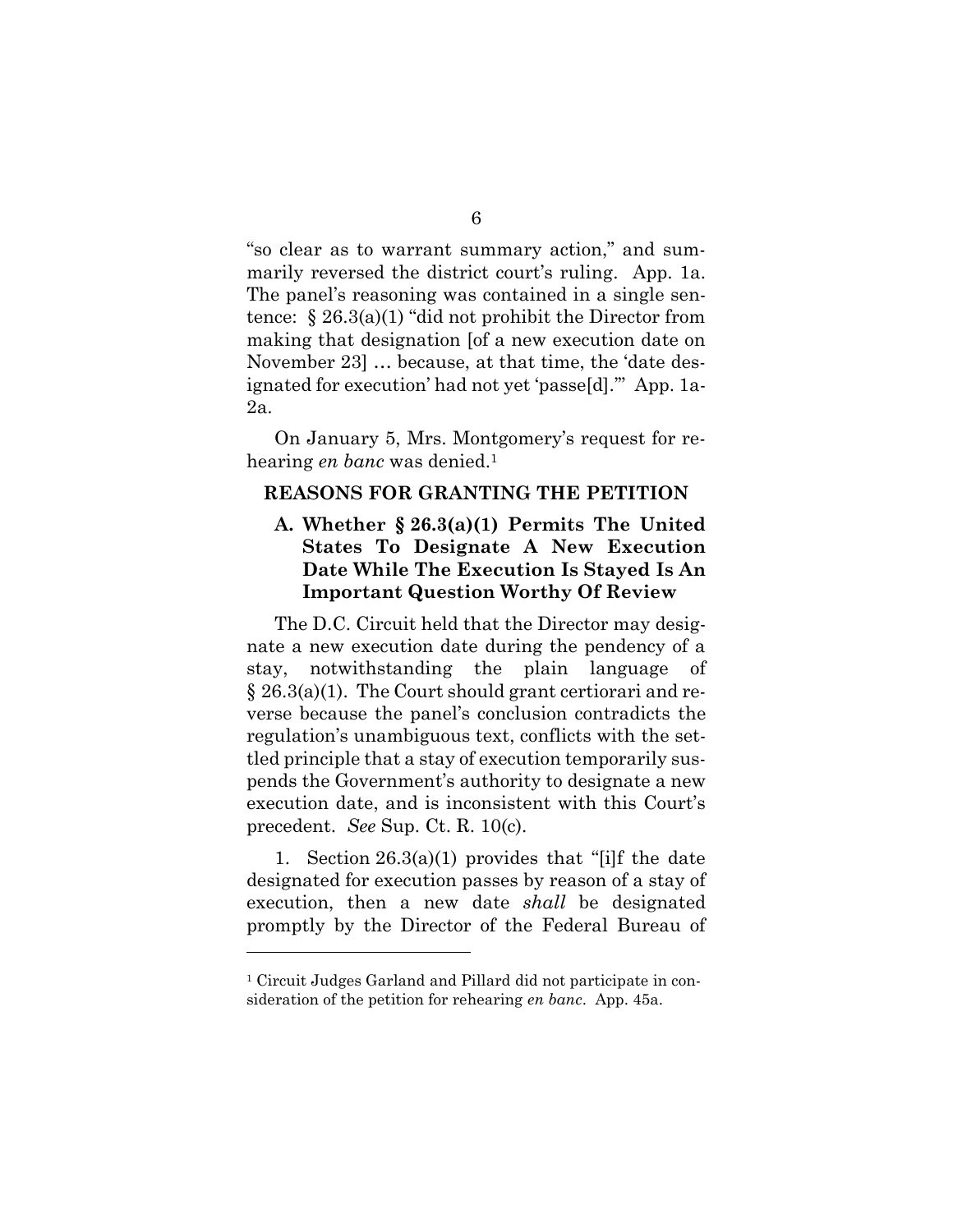"so clear as to warrant summary action," and summarily reversed the district court's ruling. App. 1a. The panel's reasoning was contained in a single sentence: § 26.3(a)(1) "did not prohibit the Director from making that designation [of a new execution date on November 23] … because, at that time, the 'date designated for execution' had not yet 'passe[d].'" App. 1a-2a.

On January 5, Mrs. Montgomery's request for rehearing *en banc* was denied.[1]

## REASONS FOR GRANTING THE PETITION

### A. Whether § 26.3(a)(1) Permits The United States To Designate A New Execution Date While The Execution Is Stayed Is An Important Question Worthy Of Review

The D.C. Circuit held that the Director may designate a new execution date during the pendency of a stay, notwithstanding the plain language of § 26.3(a)(1). The Court should grant certiorari and reverse because the panel's conclusion contradicts the regulation's unambiguous text, conflicts with the settled principle that a stay of execution temporarily suspends the Government's authority to designate a new execution date, and is inconsistent with this Court's precedent. *See* Sup. Ct. R. 10(c).

1. Section 26.3(a)(1) provides that "[i]f the date designated for execution passes by reason of a stay of execution, then a new date *shall* be designated promptly by the Director of the Federal Bureau of

[1] Circuit Judges Garland and Pillard did not participate in consideration of the petition for rehearing *en banc*. App. 45a.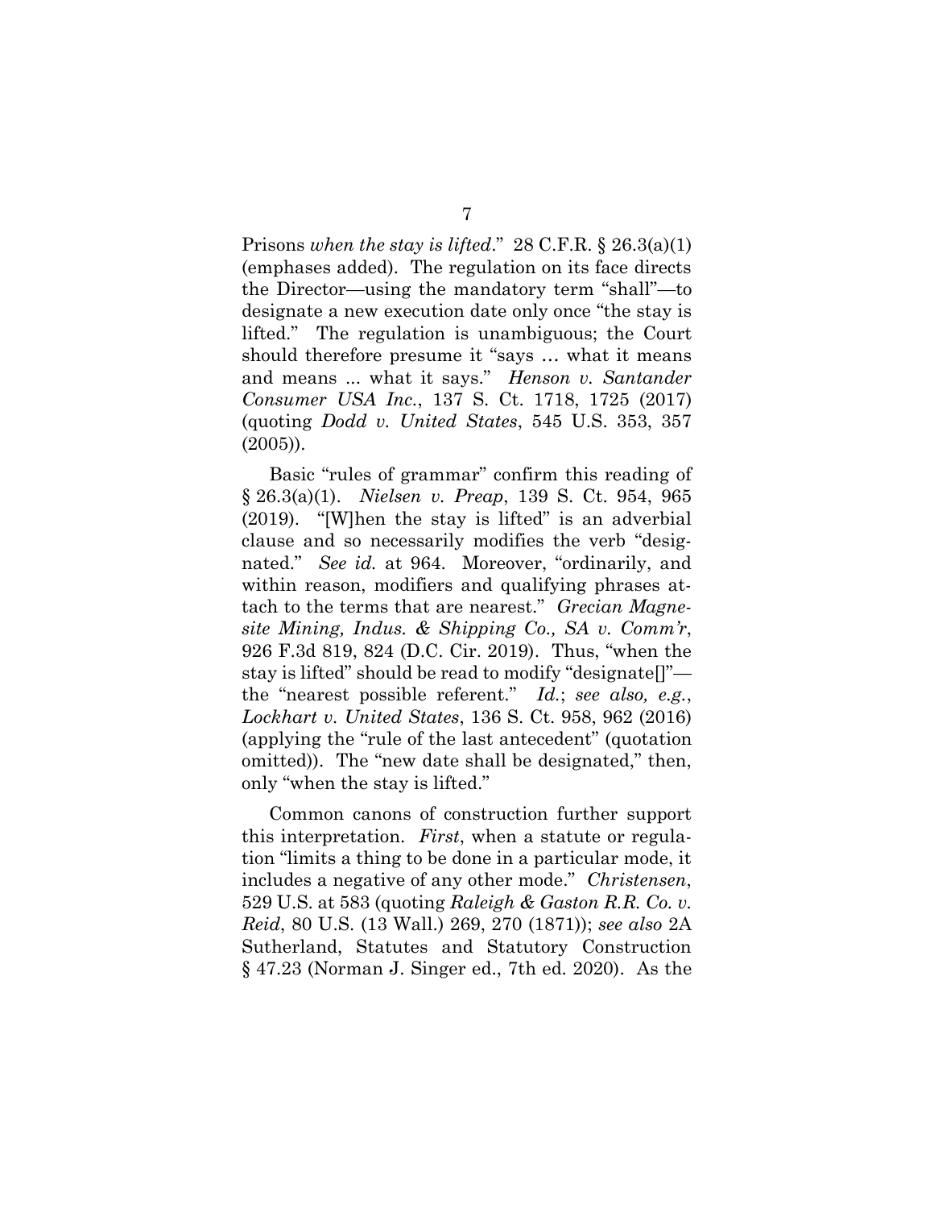Prisons *when the stay is lifted*." 28 C.F.R. § 26.3(a)(1) (emphases added). The regulation on its face directs the Director—using the mandatory term "shall"—to designate a new execution date only once "the stay is lifted." The regulation is unambiguous; the Court should therefore presume it "says … what it means and means ... what it says." *Henson v. Santander Consumer USA Inc.*, 137 S. Ct. 1718, 1725 (2017) (quoting *Dodd v. United States*, 545 U.S. 353, 357 (2005)).

Basic "rules of grammar" confirm this reading of § 26.3(a)(1). *Nielsen v. Preap*, 139 S. Ct. 954, 965 (2019). "[W]hen the stay is lifted" is an adverbial clause and so necessarily modifies the verb "designated." *See id.* at 964. Moreover, "ordinarily, and within reason, modifiers and qualifying phrases attach to the terms that are nearest." *Grecian Magnesite Mining, Indus. & Shipping Co., SA v. Comm'r*, 926 F.3d 819, 824 (D.C. Cir. 2019). Thus, "when the stay is lifted" should be read to modify "designate[]"—the "nearest possible referent." *Id.*; *see also, e.g.*, *Lockhart v. United States*, 136 S. Ct. 958, 962 (2016) (applying the "rule of the last antecedent" (quotation omitted)). The "new date shall be designated," then, only "when the stay is lifted."

Common canons of construction further support this interpretation. *First*, when a statute or regulation "limits a thing to be done in a particular mode, it includes a negative of any other mode." *Christensen*, 529 U.S. at 583 (quoting *Raleigh & Gaston R.R. Co. v. Reid*, 80 U.S. (13 Wall.) 269, 270 (1871)); *see also* 2A Sutherland, Statutes and Statutory Construction § 47.23 (Norman J. Singer ed., 7th ed. 2020). As the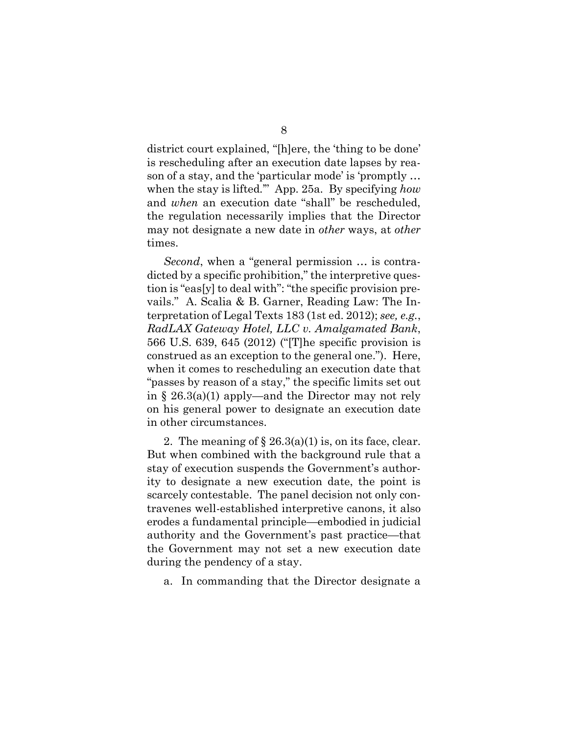district court explained, "[h]ere, the 'thing to be done' is rescheduling after an execution date lapses by reason of a stay, and the 'particular mode' is 'promptly … when the stay is lifted.'" App. 25a. By specifying *how* and *when* an execution date "shall" be rescheduled, the regulation necessarily implies that the Director may not designate a new date in *other* ways, at *other* times.

*Second*, when a "general permission … is contradicted by a specific prohibition," the interpretive question is "eas[y] to deal with": "the specific provision prevails." A. Scalia & B. Garner, Reading Law: The Interpretation of Legal Texts 183 (1st ed. 2012); *see, e.g.*, *RadLAX Gateway Hotel, LLC v. Amalgamated Bank*, 566 U.S. 639, 645 (2012) ("[T]he specific provision is construed as an exception to the general one."). Here, when it comes to rescheduling an execution date that "passes by reason of a stay," the specific limits set out in § 26.3(a)(1) apply—and the Director may not rely on his general power to designate an execution date in other circumstances.

2. The meaning of § 26.3(a)(1) is, on its face, clear. But when combined with the background rule that a stay of execution suspends the Government's authority to designate a new execution date, the point is scarcely contestable. The panel decision not only contravenes well-established interpretive canons, it also erodes a fundamental principle—embodied in judicial authority and the Government's past practice—that the Government may not set a new execution date during the pendency of a stay.

a. In commanding that the Director designate a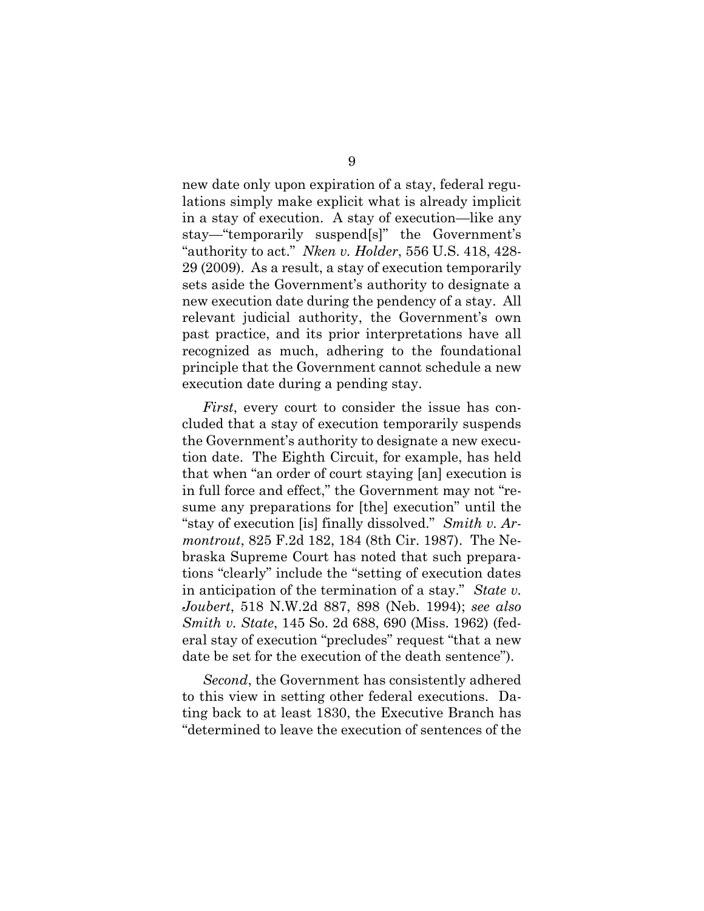new date only upon expiration of a stay, federal regulations simply make explicit what is already implicit in a stay of execution. A stay of execution—like any stay—"temporarily suspend[s]" the Government's "authority to act." *Nken v. Holder*, 556 U.S. 418, 428-29 (2009). As a result, a stay of execution temporarily sets aside the Government's authority to designate a new execution date during the pendency of a stay. All relevant judicial authority, the Government's own past practice, and its prior interpretations have all recognized as much, adhering to the foundational principle that the Government cannot schedule a new execution date during a pending stay.

*First*, every court to consider the issue has concluded that a stay of execution temporarily suspends the Government's authority to designate a new execution date. The Eighth Circuit, for example, has held that when "an order of court staying [an] execution is in full force and effect," the Government may not "resume any preparations for [the] execution" until the "stay of execution [is] finally dissolved." *Smith v. Armontrout*, 825 F.2d 182, 184 (8th Cir. 1987). The Nebraska Supreme Court has noted that such preparations "clearly" include the "setting of execution dates in anticipation of the termination of a stay." *State v. Joubert*, 518 N.W.2d 887, 898 (Neb. 1994); *see also Smith v. State*, 145 So. 2d 688, 690 (Miss. 1962) (federal stay of execution "precludes" request "that a new date be set for the execution of the death sentence").

*Second*, the Government has consistently adhered to this view in setting other federal executions. Dating back to at least 1830, the Executive Branch has "determined to leave the execution of sentences of the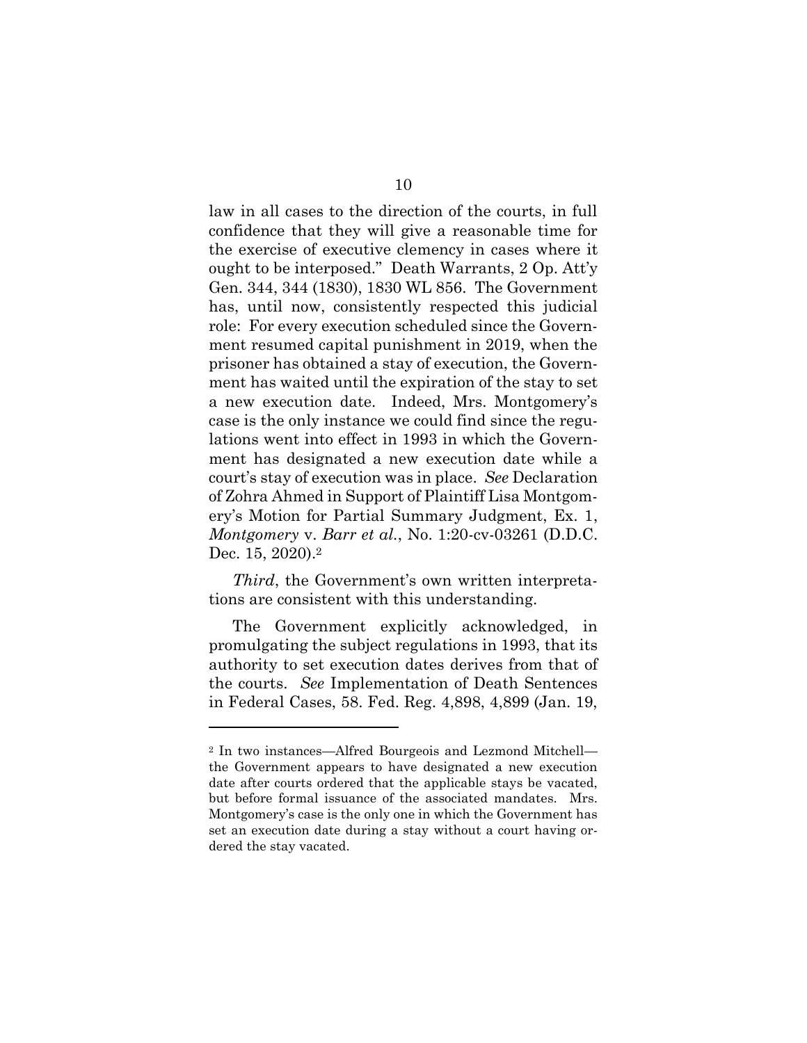law in all cases to the direction of the courts, in full confidence that they will give a reasonable time for the exercise of executive clemency in cases where it ought to be interposed." Death Warrants, 2 Op. Att'y Gen. 344, 344 (1830), 1830 WL 856. The Government has, until now, consistently respected this judicial role: For every execution scheduled since the Government resumed capital punishment in 2019, when the prisoner has obtained a stay of execution, the Government has waited until the expiration of the stay to set a new execution date. Indeed, Mrs. Montgomery's case is the only instance we could find since the regulations went into effect in 1993 in which the Government has designated a new execution date while a court's stay of execution was in place. *See* Declaration of Zohra Ahmed in Support of Plaintiff Lisa Montgomery's Motion for Partial Summary Judgment, Ex. 1, *Montgomery* v. *Barr et al.*, No. 1:20-cv-03261 (D.D.C. Dec. 15, 2020).[2]

*Third*, the Government's own written interpretations are consistent with this understanding.

The Government explicitly acknowledged, in promulgating the subject regulations in 1993, that its authority to set execution dates derives from that of the courts. *See* Implementation of Death Sentences in Federal Cases, 58. Fed. Reg. 4,898, 4,899 (Jan. 19,

---

[2] In two instances—Alfred Bourgeois and Lezmond Mitchell—the Government appears to have designated a new execution date after courts ordered that the applicable stays be vacated, but before formal issuance of the associated mandates. Mrs. Montgomery's case is the only one in which the Government has set an execution date during a stay without a court having ordered the stay vacated.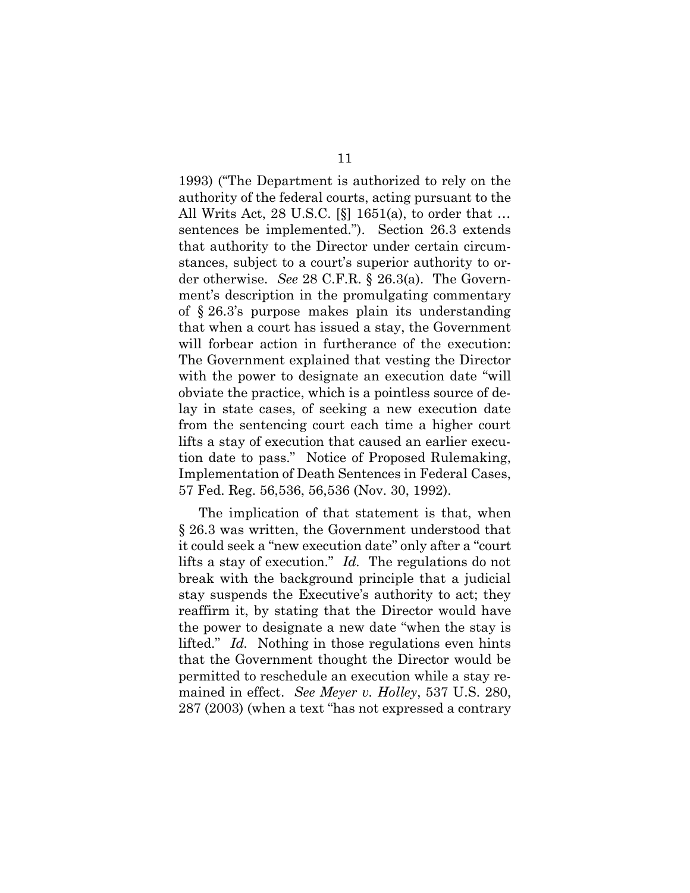1993) ("The Department is authorized to rely on the authority of the federal courts, acting pursuant to the All Writs Act, 28 U.S.C. [§] 1651(a), to order that … sentences be implemented."). Section 26.3 extends that authority to the Director under certain circumstances, subject to a court's superior authority to order otherwise. *See* 28 C.F.R. § 26.3(a). The Government's description in the promulgating commentary of § 26.3's purpose makes plain its understanding that when a court has issued a stay, the Government will forbear action in furtherance of the execution: The Government explained that vesting the Director with the power to designate an execution date "will obviate the practice, which is a pointless source of delay in state cases, of seeking a new execution date from the sentencing court each time a higher court lifts a stay of execution that caused an earlier execution date to pass." Notice of Proposed Rulemaking, Implementation of Death Sentences in Federal Cases, 57 Fed. Reg. 56,536, 56,536 (Nov. 30, 1992).

The implication of that statement is that, when § 26.3 was written, the Government understood that it could seek a "new execution date" only after a "court lifts a stay of execution." *Id.* The regulations do not break with the background principle that a judicial stay suspends the Executive's authority to act; they reaffirm it, by stating that the Director would have the power to designate a new date "when the stay is lifted." *Id.* Nothing in those regulations even hints that the Government thought the Director would be permitted to reschedule an execution while a stay remained in effect. *See Meyer v. Holley*, 537 U.S. 280, 287 (2003) (when a text "has not expressed a contrary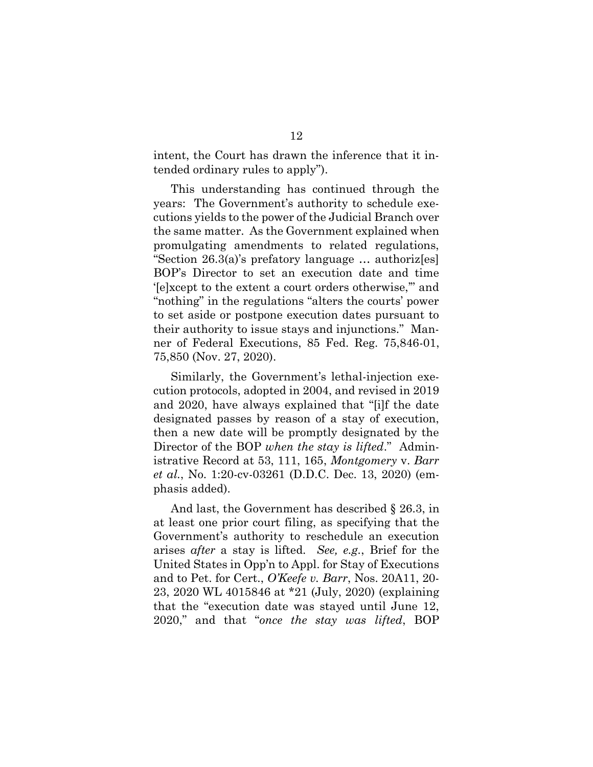intent, the Court has drawn the inference that it intended ordinary rules to apply").

This understanding has continued through the years: The Government's authority to schedule executions yields to the power of the Judicial Branch over the same matter. As the Government explained when promulgating amendments to related regulations, "Section 26.3(a)'s prefatory language … authoriz[es] BOP's Director to set an execution date and time '[e]xcept to the extent a court orders otherwise,'" and "nothing" in the regulations "alters the courts' power to set aside or postpone execution dates pursuant to their authority to issue stays and injunctions." Manner of Federal Executions, 85 Fed. Reg. 75,846-01, 75,850 (Nov. 27, 2020).

Similarly, the Government's lethal-injection execution protocols, adopted in 2004, and revised in 2019 and 2020, have always explained that "[i]f the date designated passes by reason of a stay of execution, then a new date will be promptly designated by the Director of the BOP *when the stay is lifted*." Administrative Record at 53, 111, 165, *Montgomery* v. *Barr et al.*, No. 1:20-cv-03261 (D.D.C. Dec. 13, 2020) (emphasis added).

And last, the Government has described § 26.3, in at least one prior court filing, as specifying that the Government's authority to reschedule an execution arises *after* a stay is lifted. *See, e.g.*, Brief for the United States in Opp'n to Appl. for Stay of Executions and to Pet. for Cert., *O'Keefe v. Barr*, Nos. 20A11, 20-23, 2020 WL 4015846 at *21 (July, 2020) (explaining that the "execution date was stayed until June 12, 2020," and that "*once the stay was lifted*, BOP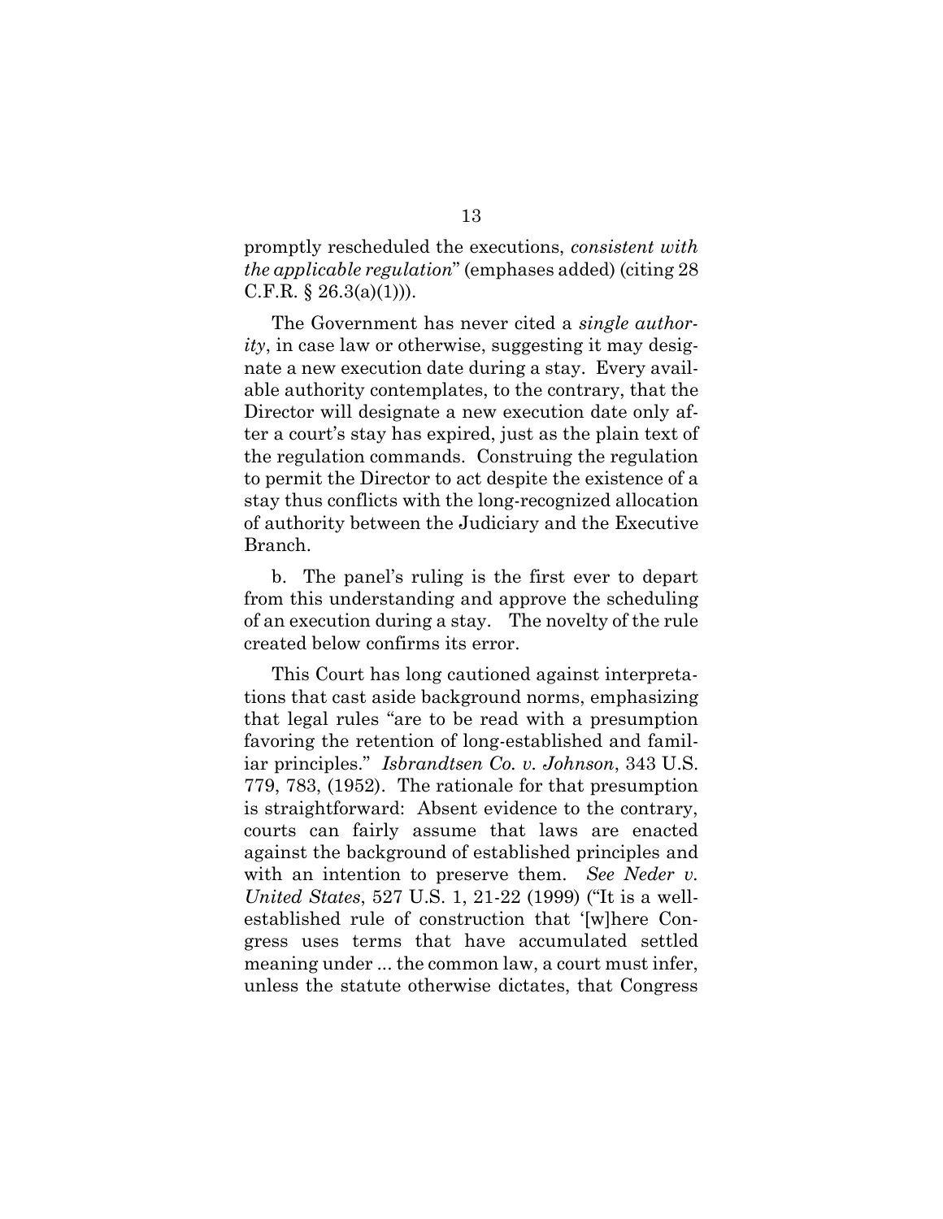promptly rescheduled the executions, *consistent with the applicable regulation*" (emphases added) (citing 28 C.F.R. § 26.3(a)(1))).

The Government has never cited a *single authority*, in case law or otherwise, suggesting it may designate a new execution date during a stay. Every available authority contemplates, to the contrary, that the Director will designate a new execution date only after a court's stay has expired, just as the plain text of the regulation commands. Construing the regulation to permit the Director to act despite the existence of a stay thus conflicts with the long-recognized allocation of authority between the Judiciary and the Executive Branch.

b. The panel's ruling is the first ever to depart from this understanding and approve the scheduling of an execution during a stay. The novelty of the rule created below confirms its error.

This Court has long cautioned against interpretations that cast aside background norms, emphasizing that legal rules "are to be read with a presumption favoring the retention of long-established and familiar principles." *Isbrandtsen Co. v. Johnson*, 343 U.S. 779, 783, (1952). The rationale for that presumption is straightforward: Absent evidence to the contrary, courts can fairly assume that laws are enacted against the background of established principles and with an intention to preserve them. *See Neder v. United States*, 527 U.S. 1, 21-22 (1999) ("It is a well-established rule of construction that '[w]here Congress uses terms that have accumulated settled meaning under ... the common law, a court must infer, unless the statute otherwise dictates, that Congress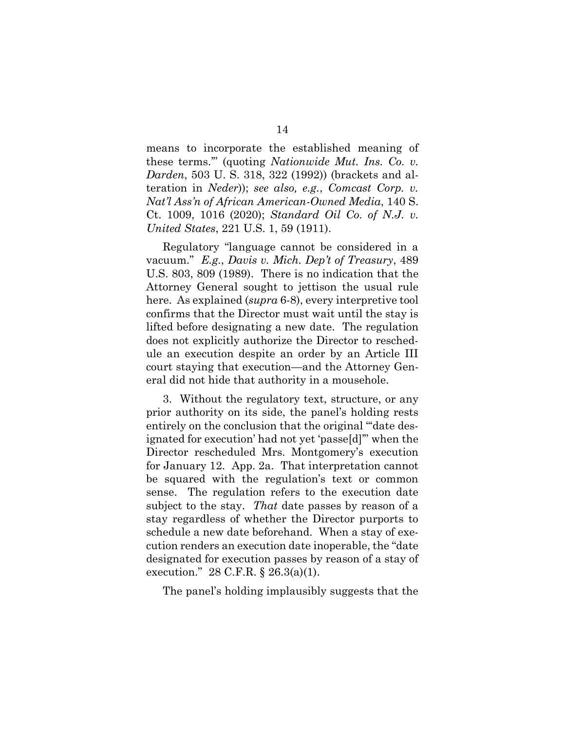means to incorporate the established meaning of these terms.'" (quoting *Nationwide Mut. Ins. Co. v. Darden*, 503 U. S. 318, 322 (1992)) (brackets and alteration in *Neder*)); *see also, e.g.*, *Comcast Corp. v. Nat'l Ass'n of African American-Owned Media*, 140 S. Ct. 1009, 1016 (2020); *Standard Oil Co. of N.J. v. United States*, 221 U.S. 1, 59 (1911).

Regulatory "language cannot be considered in a vacuum." *E.g.*, *Davis v. Mich. Dep't of Treasury*, 489 U.S. 803, 809 (1989). There is no indication that the Attorney General sought to jettison the usual rule here. As explained (*supra* 6-8), every interpretive tool confirms that the Director must wait until the stay is lifted before designating a new date. The regulation does not explicitly authorize the Director to reschedule an execution despite an order by an Article III court staying that execution—and the Attorney General did not hide that authority in a mousehole.

3. Without the regulatory text, structure, or any prior authority on its side, the panel's holding rests entirely on the conclusion that the original "'date designated for execution' had not yet 'passe[d]'" when the Director rescheduled Mrs. Montgomery's execution for January 12. App. 2a. That interpretation cannot be squared with the regulation's text or common sense. The regulation refers to the execution date subject to the stay. *That* date passes by reason of a stay regardless of whether the Director purports to schedule a new date beforehand. When a stay of execution renders an execution date inoperable, the "date designated for execution passes by reason of a stay of execution." 28 C.F.R. § 26.3(a)(1).

The panel's holding implausibly suggests that the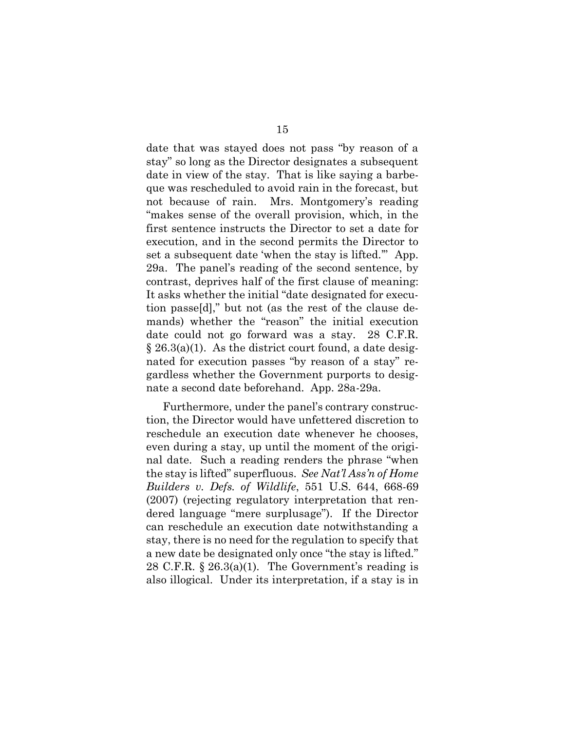date that was stayed does not pass "by reason of a stay" so long as the Director designates a subsequent date in view of the stay. That is like saying a barbeque was rescheduled to avoid rain in the forecast, but not because of rain. Mrs. Montgomery's reading "makes sense of the overall provision, which, in the first sentence instructs the Director to set a date for execution, and in the second permits the Director to set a subsequent date 'when the stay is lifted.'" App. 29a. The panel's reading of the second sentence, by contrast, deprives half of the first clause of meaning: It asks whether the initial "date designated for execution passe[d]," but not (as the rest of the clause demands) whether the "reason" the initial execution date could not go forward was a stay. 28 C.F.R. § 26.3(a)(1). As the district court found, a date designated for execution passes "by reason of a stay" regardless whether the Government purports to designate a second date beforehand. App. 28a-29a.

Furthermore, under the panel's contrary construction, the Director would have unfettered discretion to reschedule an execution date whenever he chooses, even during a stay, up until the moment of the original date. Such a reading renders the phrase "when the stay is lifted" superfluous. *See Nat'l Ass'n of Home Builders v. Defs. of Wildlife*, 551 U.S. 644, 668-69 (2007) (rejecting regulatory interpretation that rendered language "mere surplusage"). If the Director can reschedule an execution date notwithstanding a stay, there is no need for the regulation to specify that a new date be designated only once "the stay is lifted." 28 C.F.R. § 26.3(a)(1). The Government's reading is also illogical. Under its interpretation, if a stay is in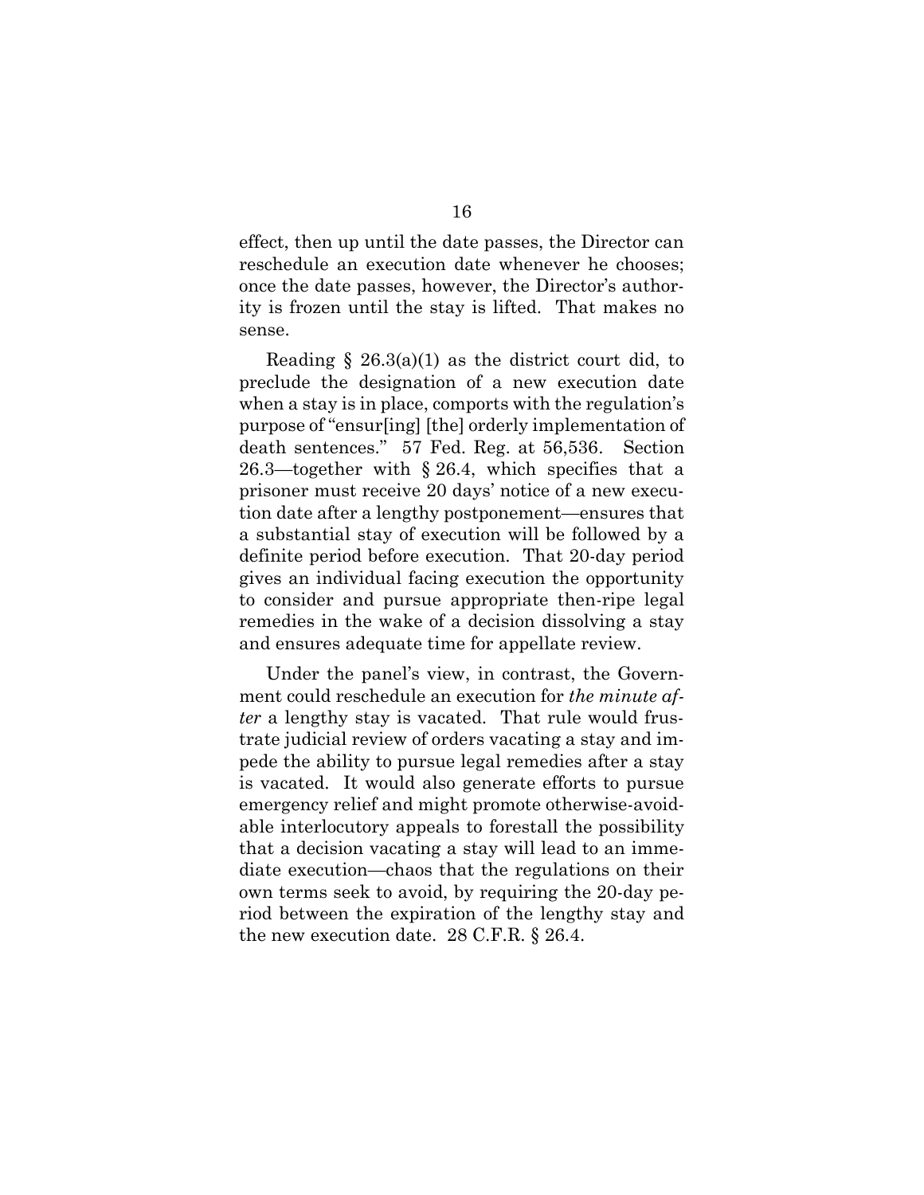effect, then up until the date passes, the Director can reschedule an execution date whenever he chooses; once the date passes, however, the Director's authority is frozen until the stay is lifted. That makes no sense.

Reading § 26.3(a)(1) as the district court did, to preclude the designation of a new execution date when a stay is in place, comports with the regulation's purpose of "ensur[ing] [the] orderly implementation of death sentences." 57 Fed. Reg. at 56,536. Section 26.3—together with § 26.4, which specifies that a prisoner must receive 20 days' notice of a new execution date after a lengthy postponement—ensures that a substantial stay of execution will be followed by a definite period before execution. That 20-day period gives an individual facing execution the opportunity to consider and pursue appropriate then-ripe legal remedies in the wake of a decision dissolving a stay and ensures adequate time for appellate review.

Under the panel's view, in contrast, the Government could reschedule an execution for *the minute after* a lengthy stay is vacated. That rule would frustrate judicial review of orders vacating a stay and impede the ability to pursue legal remedies after a stay is vacated. It would also generate efforts to pursue emergency relief and might promote otherwise-avoidable interlocutory appeals to forestall the possibility that a decision vacating a stay will lead to an immediate execution—chaos that the regulations on their own terms seek to avoid, by requiring the 20-day period between the expiration of the lengthy stay and the new execution date. 28 C.F.R. § 26.4.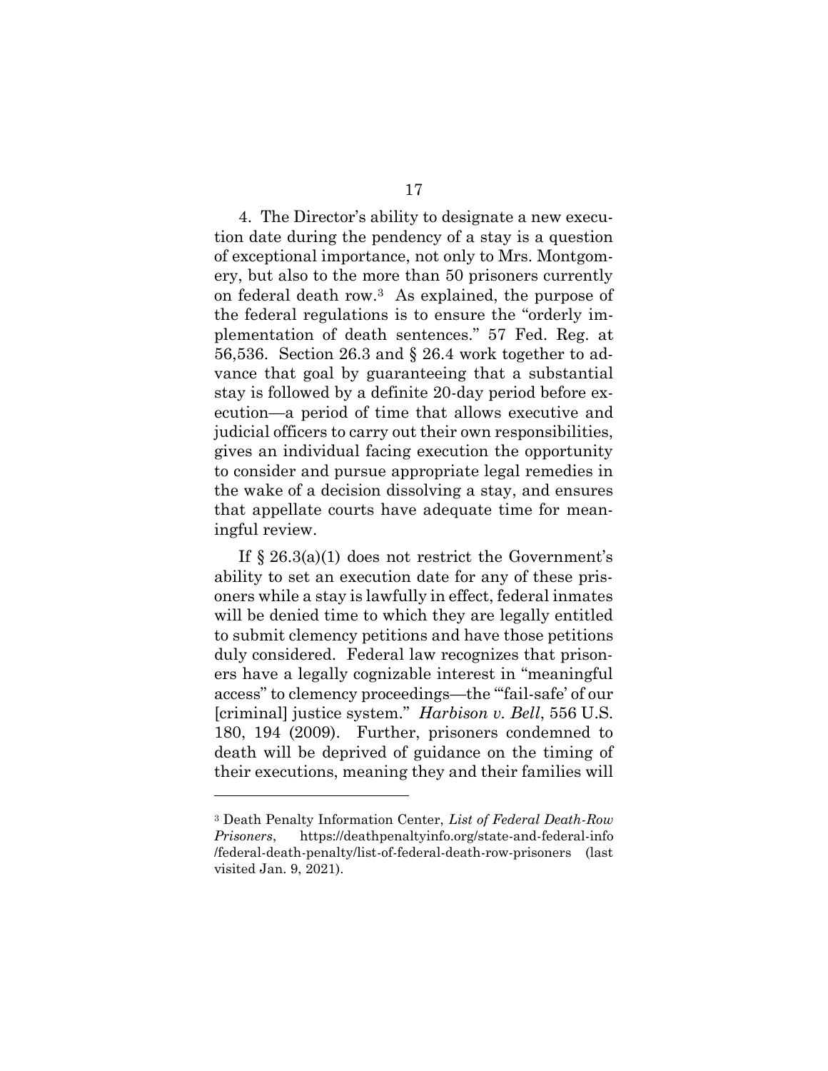4. The Director's ability to designate a new execution date during the pendency of a stay is a question of exceptional importance, not only to Mrs. Montgomery, but also to the more than 50 prisoners currently on federal death row.[3] As explained, the purpose of the federal regulations is to ensure the "orderly implementation of death sentences." 57 Fed. Reg. at 56,536. Section 26.3 and § 26.4 work together to advance that goal by guaranteeing that a substantial stay is followed by a definite 20-day period before execution—a period of time that allows executive and judicial officers to carry out their own responsibilities, gives an individual facing execution the opportunity to consider and pursue appropriate legal remedies in the wake of a decision dissolving a stay, and ensures that appellate courts have adequate time for meaningful review.

If § 26.3(a)(1) does not restrict the Government's ability to set an execution date for any of these prisoners while a stay is lawfully in effect, federal inmates will be denied time to which they are legally entitled to submit clemency petitions and have those petitions duly considered. Federal law recognizes that prisoners have a legally cognizable interest in "meaningful access" to clemency proceedings—the "'fail-safe' of our [criminal] justice system." *Harbison v. Bell*, 556 U.S. 180, 194 (2009). Further, prisoners condemned to death will be deprived of guidance on the timing of their executions, meaning they and their families will

---

[3] Death Penalty Information Center, *List of Federal Death-Row Prisoners*, https://deathpenaltyinfo.org/state-and-federal-info/federal-death-penalty/list-of-federal-death-row-prisoners (last visited Jan. 9, 2021).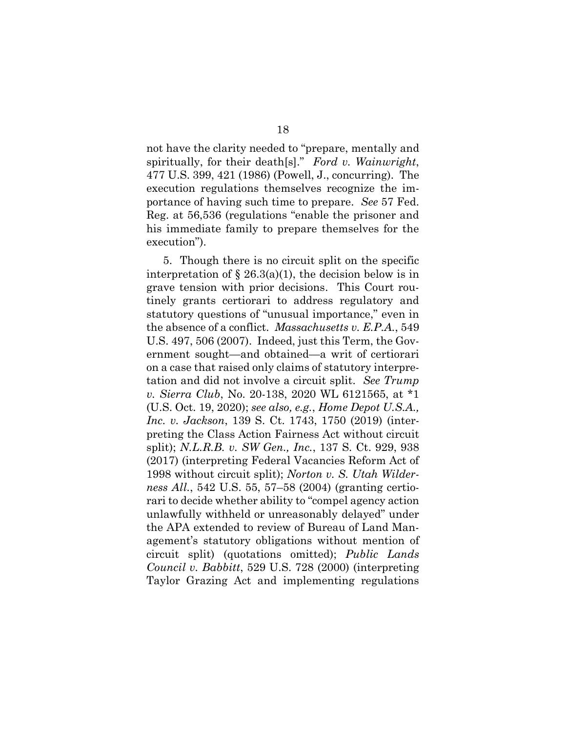not have the clarity needed to "prepare, mentally and spiritually, for their death[s]." *Ford v. Wainwright*, 477 U.S. 399, 421 (1986) (Powell, J., concurring). The execution regulations themselves recognize the importance of having such time to prepare. *See* 57 Fed. Reg. at 56,536 (regulations "enable the prisoner and his immediate family to prepare themselves for the execution").

5. Though there is no circuit split on the specific interpretation of § 26.3(a)(1), the decision below is in grave tension with prior decisions. This Court routinely grants certiorari to address regulatory and statutory questions of "unusual importance," even in the absence of a conflict. *Massachusetts v. E.P.A.*, 549 U.S. 497, 506 (2007). Indeed, just this Term, the Government sought—and obtained—a writ of certiorari on a case that raised only claims of statutory interpretation and did not involve a circuit split. *See Trump v. Sierra Club*, No. 20-138, 2020 WL 6121565, at *1 (U.S. Oct. 19, 2020); *see also, e.g.*, *Home Depot U.S.A., Inc. v. Jackson*, 139 S. Ct. 1743, 1750 (2019) (interpreting the Class Action Fairness Act without circuit split); *N.L.R.B. v. SW Gen., Inc.*, 137 S. Ct. 929, 938 (2017) (interpreting Federal Vacancies Reform Act of 1998 without circuit split); *Norton v. S. Utah Wilderness All.*, 542 U.S. 55, 57–58 (2004) (granting certiorari to decide whether ability to "compel agency action unlawfully withheld or unreasonably delayed" under the APA extended to review of Bureau of Land Management's statutory obligations without mention of circuit split) (quotations omitted); *Public Lands Council v. Babbitt*, 529 U.S. 728 (2000) (interpreting Taylor Grazing Act and implementing regulations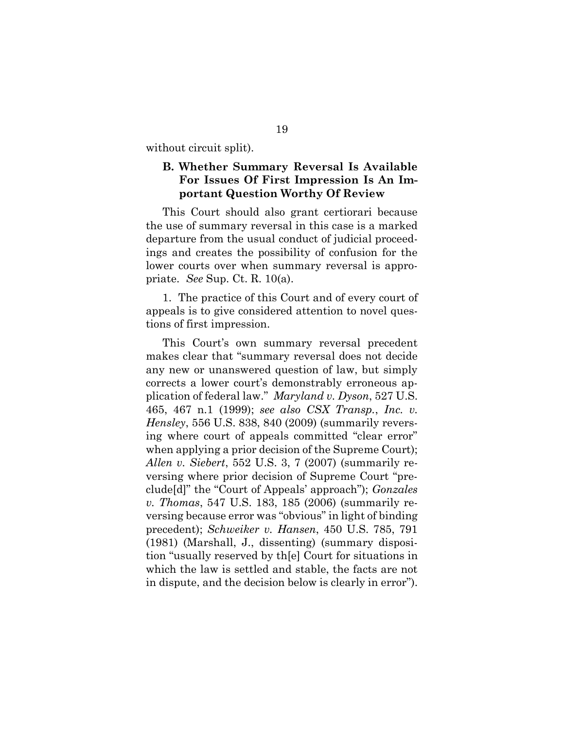without circuit split).

### B. Whether Summary Reversal Is Available For Issues Of First Impression Is An Important Question Worthy Of Review

This Court should also grant certiorari because the use of summary reversal in this case is a marked departure from the usual conduct of judicial proceedings and creates the possibility of confusion for the lower courts over when summary reversal is appropriate. *See* Sup. Ct. R. 10(a).

1. The practice of this Court and of every court of appeals is to give considered attention to novel questions of first impression.

This Court's own summary reversal precedent makes clear that "summary reversal does not decide any new or unanswered question of law, but simply corrects a lower court's demonstrably erroneous application of federal law." *Maryland v. Dyson*, 527 U.S. 465, 467 n.1 (1999); *see also CSX Transp., Inc. v. Hensley*, 556 U.S. 838, 840 (2009) (summarily reversing where court of appeals committed "clear error" when applying a prior decision of the Supreme Court); *Allen v. Siebert*, 552 U.S. 3, 7 (2007) (summarily reversing where prior decision of Supreme Court "preclude[d]" the "Court of Appeals' approach"); *Gonzales v. Thomas*, 547 U.S. 183, 185 (2006) (summarily reversing because error was "obvious" in light of binding precedent); *Schweiker v. Hansen*, 450 U.S. 785, 791 (1981) (Marshall, J., dissenting) (summary disposition "usually reserved by th[e] Court for situations in which the law is settled and stable, the facts are not in dispute, and the decision below is clearly in error").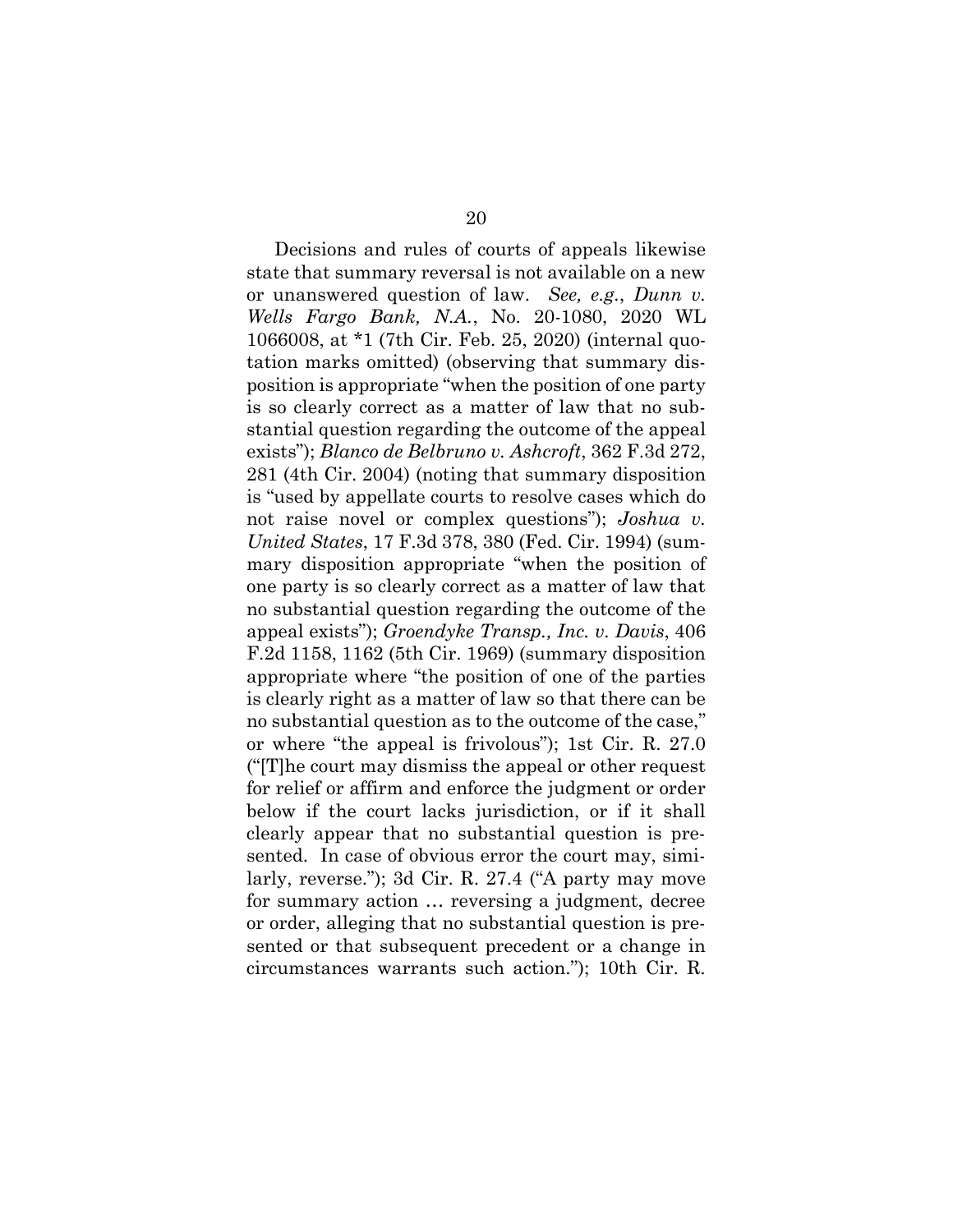Decisions and rules of courts of appeals likewise state that summary reversal is not available on a new or unanswered question of law. *See, e.g.*, *Dunn v. Wells Fargo Bank, N.A.*, No. 20-1080, 2020 WL 1066008, at *1 (7th Cir. Feb. 25, 2020) (internal quotation marks omitted) (observing that summary disposition is appropriate "when the position of one party is so clearly correct as a matter of law that no substantial question regarding the outcome of the appeal exists"); *Blanco de Belbruno v. Ashcroft*, 362 F.3d 272, 281 (4th Cir. 2004) (noting that summary disposition is "used by appellate courts to resolve cases which do not raise novel or complex questions"); *Joshua v. United States*, 17 F.3d 378, 380 (Fed. Cir. 1994) (summary disposition appropriate "when the position of one party is so clearly correct as a matter of law that no substantial question regarding the outcome of the appeal exists"); *Groendyke Transp., Inc. v. Davis*, 406 F.2d 1158, 1162 (5th Cir. 1969) (summary disposition appropriate where "the position of one of the parties is clearly right as a matter of law so that there can be no substantial question as to the outcome of the case," or where "the appeal is frivolous"); 1st Cir. R. 27.0 ("[T]he court may dismiss the appeal or other request for relief or affirm and enforce the judgment or order below if the court lacks jurisdiction, or if it shall clearly appear that no substantial question is presented. In case of obvious error the court may, similarly, reverse."); 3d Cir. R. 27.4 ("A party may move for summary action … reversing a judgment, decree or order, alleging that no substantial question is presented or that subsequent precedent or a change in circumstances warrants such action."); 10th Cir. R.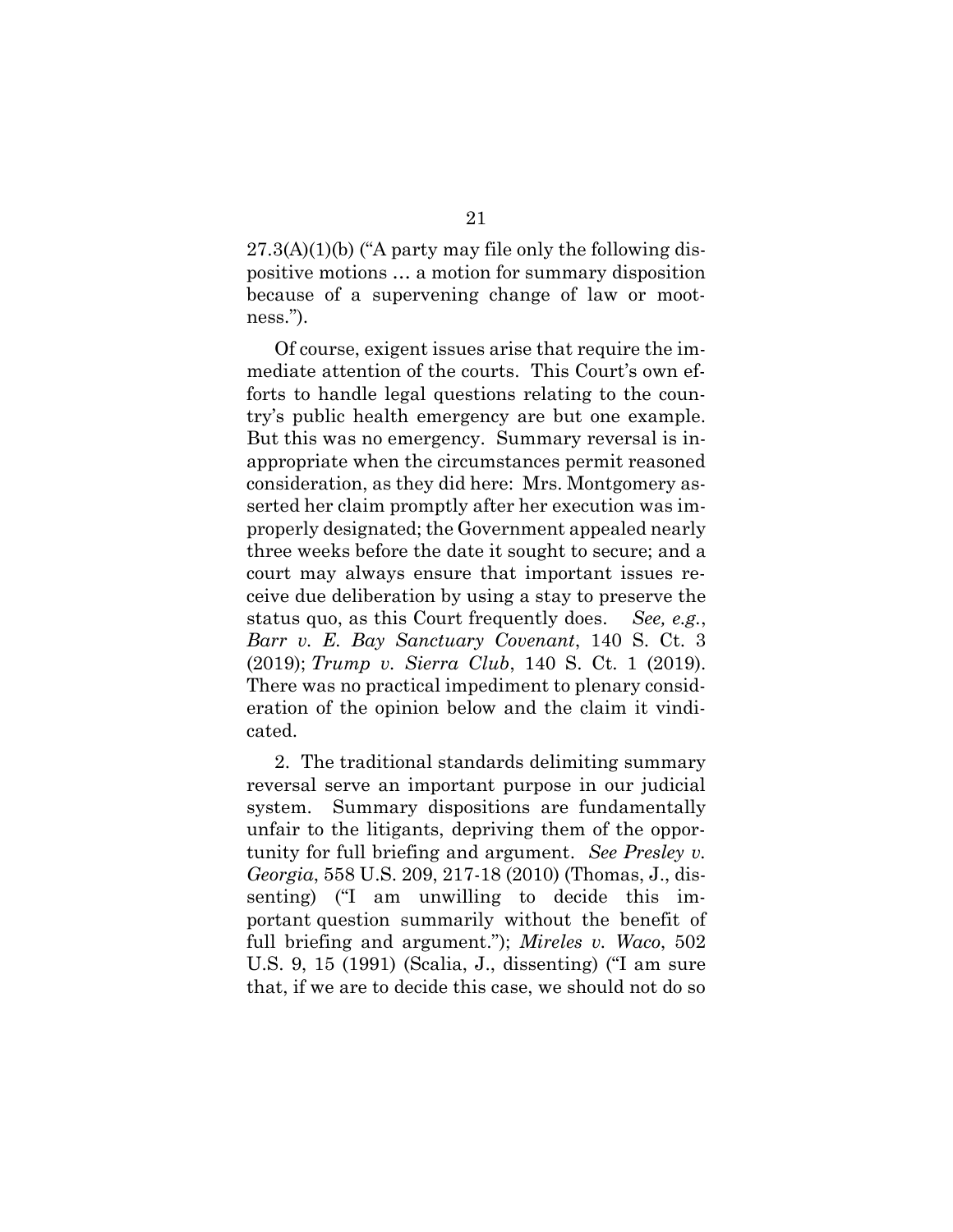27.3(A)(1)(b) ("A party may file only the following dispositive motions … a motion for summary disposition because of a supervening change of law or mootness.").

Of course, exigent issues arise that require the immediate attention of the courts. This Court's own efforts to handle legal questions relating to the country's public health emergency are but one example. But this was no emergency. Summary reversal is inappropriate when the circumstances permit reasoned consideration, as they did here: Mrs. Montgomery asserted her claim promptly after her execution was improperly designated; the Government appealed nearly three weeks before the date it sought to secure; and a court may always ensure that important issues receive due deliberation by using a stay to preserve the status quo, as this Court frequently does. *See, e.g.*, *Barr v. E. Bay Sanctuary Covenant*, 140 S. Ct. 3 (2019); *Trump v. Sierra Club*, 140 S. Ct. 1 (2019). There was no practical impediment to plenary consideration of the opinion below and the claim it vindicated.

2. The traditional standards delimiting summary reversal serve an important purpose in our judicial system. Summary dispositions are fundamentally unfair to the litigants, depriving them of the opportunity for full briefing and argument. *See Presley v. Georgia*, 558 U.S. 209, 217-18 (2010) (Thomas, J., dissenting) ("I am unwilling to decide this important question summarily without the benefit of full briefing and argument."); *Mireles v. Waco*, 502 U.S. 9, 15 (1991) (Scalia, J., dissenting) ("I am sure that, if we are to decide this case, we should not do so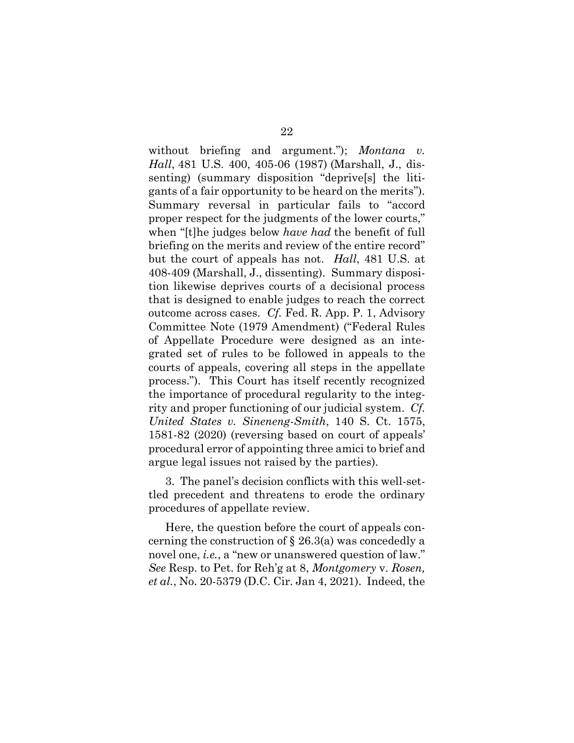without briefing and argument."); *Montana v. Hall*, 481 U.S. 400, 405-06 (1987) (Marshall, J., dissenting) (summary disposition "deprive[s] the litigants of a fair opportunity to be heard on the merits"). Summary reversal in particular fails to "accord proper respect for the judgments of the lower courts," when "[t]he judges below *have had* the benefit of full briefing on the merits and review of the entire record" but the court of appeals has not. *Hall*, 481 U.S. at 408-409 (Marshall, J., dissenting). Summary disposition likewise deprives courts of a decisional process that is designed to enable judges to reach the correct outcome across cases. *Cf.* Fed. R. App. P. 1, Advisory Committee Note (1979 Amendment) ("Federal Rules of Appellate Procedure were designed as an integrated set of rules to be followed in appeals to the courts of appeals, covering all steps in the appellate process."). This Court has itself recently recognized the importance of procedural regularity to the integrity and proper functioning of our judicial system. *Cf. United States v. Sineneng-Smith*, 140 S. Ct. 1575, 1581-82 (2020) (reversing based on court of appeals' procedural error of appointing three amici to brief and argue legal issues not raised by the parties).

3. The panel's decision conflicts with this well-settled precedent and threatens to erode the ordinary procedures of appellate review.

Here, the question before the court of appeals concerning the construction of § 26.3(a) was concededly a novel one, *i.e.*, a "new or unanswered question of law." *See* Resp. to Pet. for Reh'g at 8, *Montgomery* v. *Rosen, et al.*, No. 20-5379 (D.C. Cir. Jan 4, 2021). Indeed, the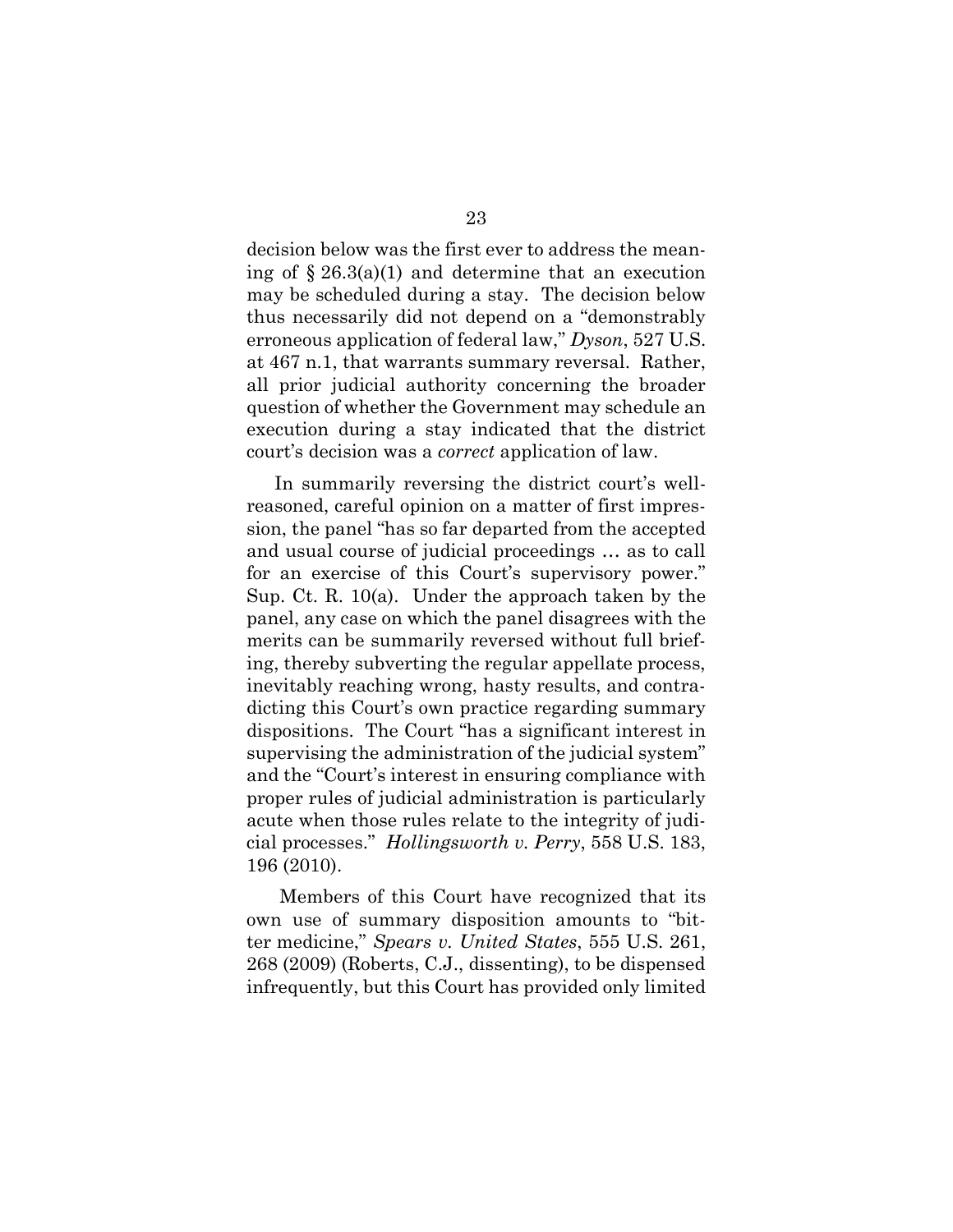decision below was the first ever to address the meaning of § 26.3(a)(1) and determine that an execution may be scheduled during a stay. The decision below thus necessarily did not depend on a "demonstrably erroneous application of federal law," *Dyson*, 527 U.S. at 467 n.1, that warrants summary reversal. Rather, all prior judicial authority concerning the broader question of whether the Government may schedule an execution during a stay indicated that the district court's decision was a *correct* application of law.

In summarily reversing the district court's well-reasoned, careful opinion on a matter of first impression, the panel "has so far departed from the accepted and usual course of judicial proceedings … as to call for an exercise of this Court's supervisory power." Sup. Ct. R. 10(a). Under the approach taken by the panel, any case on which the panel disagrees with the merits can be summarily reversed without full briefing, thereby subverting the regular appellate process, inevitably reaching wrong, hasty results, and contradicting this Court's own practice regarding summary dispositions. The Court "has a significant interest in supervising the administration of the judicial system" and the "Court's interest in ensuring compliance with proper rules of judicial administration is particularly acute when those rules relate to the integrity of judicial processes." *Hollingsworth v. Perry*, 558 U.S. 183, 196 (2010).

Members of this Court have recognized that its own use of summary disposition amounts to "bitter medicine," *Spears v. United States*, 555 U.S. 261, 268 (2009) (Roberts, C.J., dissenting), to be dispensed infrequently, but this Court has provided only limited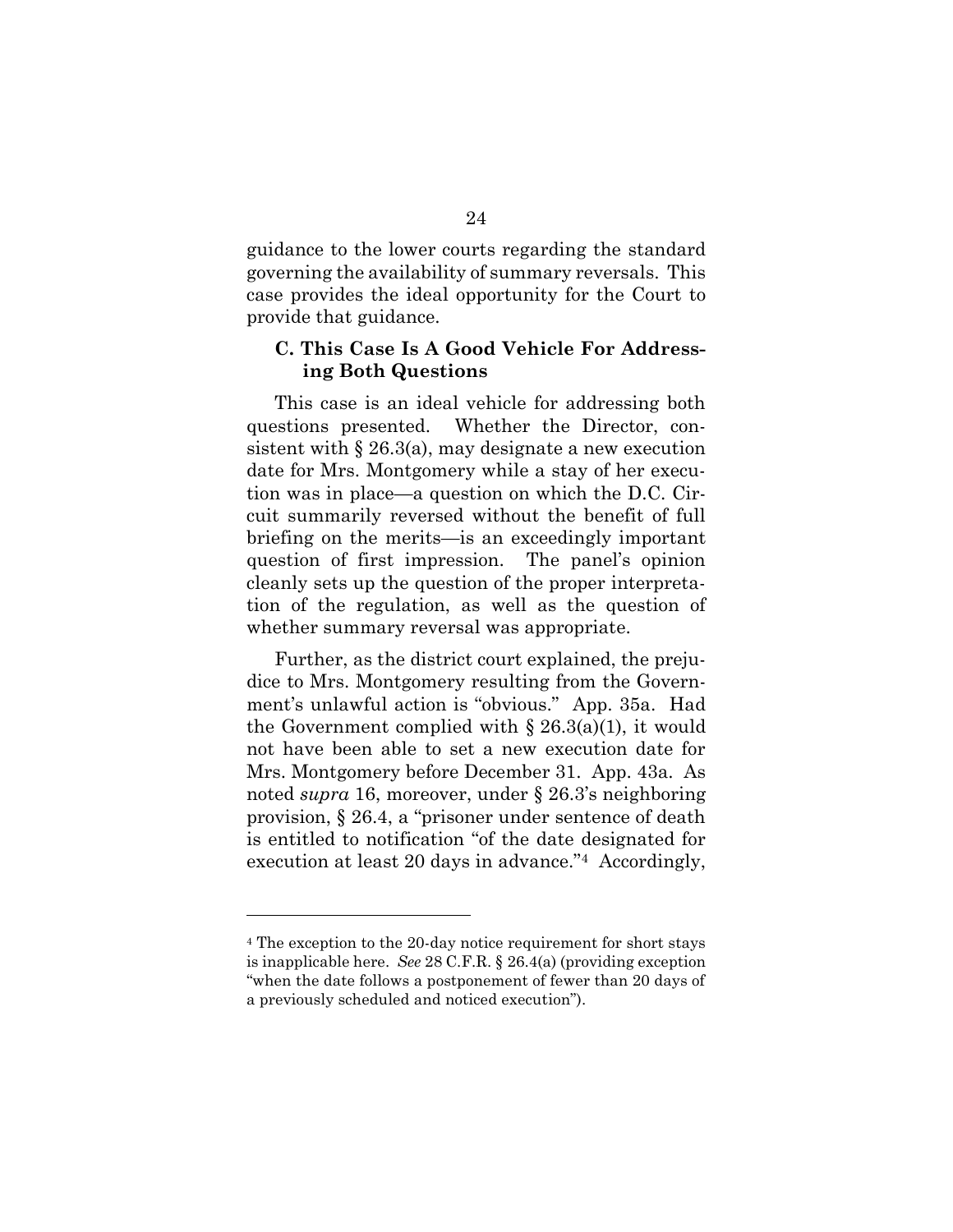guidance to the lower courts regarding the standard governing the availability of summary reversals. This case provides the ideal opportunity for the Court to provide that guidance.

### C. This Case Is A Good Vehicle For Addressing Both Questions

This case is an ideal vehicle for addressing both questions presented. Whether the Director, consistent with § 26.3(a), may designate a new execution date for Mrs. Montgomery while a stay of her execution was in place—a question on which the D.C. Circuit summarily reversed without the benefit of full briefing on the merits—is an exceedingly important question of first impression. The panel's opinion cleanly sets up the question of the proper interpretation of the regulation, as well as the question of whether summary reversal was appropriate.

Further, as the district court explained, the prejudice to Mrs. Montgomery resulting from the Government's unlawful action is "obvious." App. 35a. Had the Government complied with § 26.3(a)(1), it would not have been able to set a new execution date for Mrs. Montgomery before December 31. App. 43a. As noted *supra* 16, moreover, under § 26.3's neighboring provision, § 26.4, a "prisoner under sentence of death is entitled to notification "of the date designated for execution at least 20 days in advance."[4] Accordingly,

---

[4] The exception to the 20-day notice requirement for short stays is inapplicable here. *See* 28 C.F.R. § 26.4(a) (providing exception "when the date follows a postponement of fewer than 20 days of a previously scheduled and noticed execution").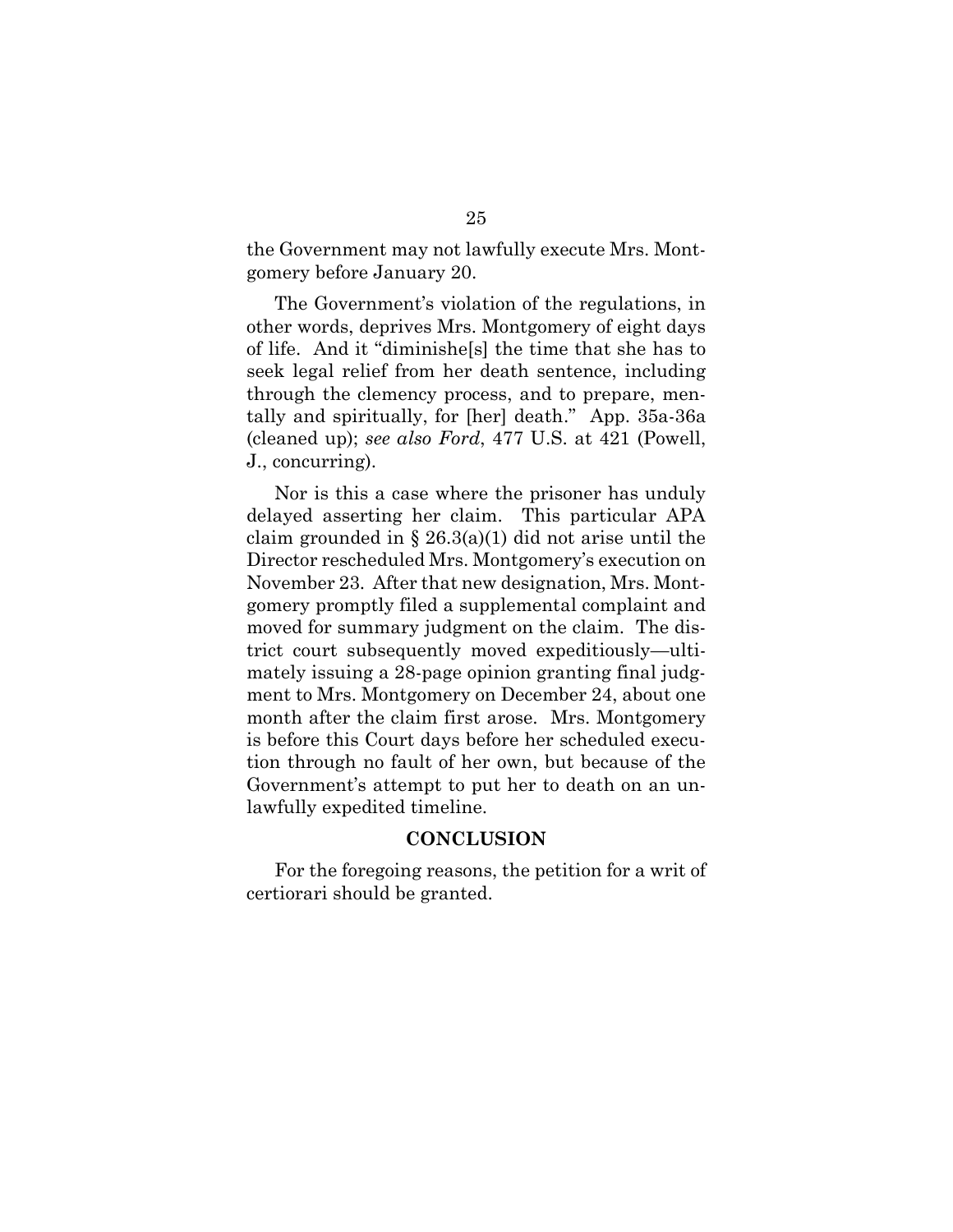the Government may not lawfully execute Mrs. Montgomery before January 20.

The Government's violation of the regulations, in other words, deprives Mrs. Montgomery of eight days of life. And it "diminishe[s] the time that she has to seek legal relief from her death sentence, including through the clemency process, and to prepare, mentally and spiritually, for [her] death." App. 35a-36a (cleaned up); *see also Ford*, 477 U.S. at 421 (Powell, J., concurring).

Nor is this a case where the prisoner has unduly delayed asserting her claim. This particular APA claim grounded in § 26.3(a)(1) did not arise until the Director rescheduled Mrs. Montgomery's execution on November 23. After that new designation, Mrs. Montgomery promptly filed a supplemental complaint and moved for summary judgment on the claim. The district court subsequently moved expeditiously—ultimately issuing a 28-page opinion granting final judgment to Mrs. Montgomery on December 24, about one month after the claim first arose. Mrs. Montgomery is before this Court days before her scheduled execution through no fault of her own, but because of the Government's attempt to put her to death on an unlawfully expedited timeline.

## CONCLUSION

For the foregoing reasons, the petition for a writ of certiorari should be granted.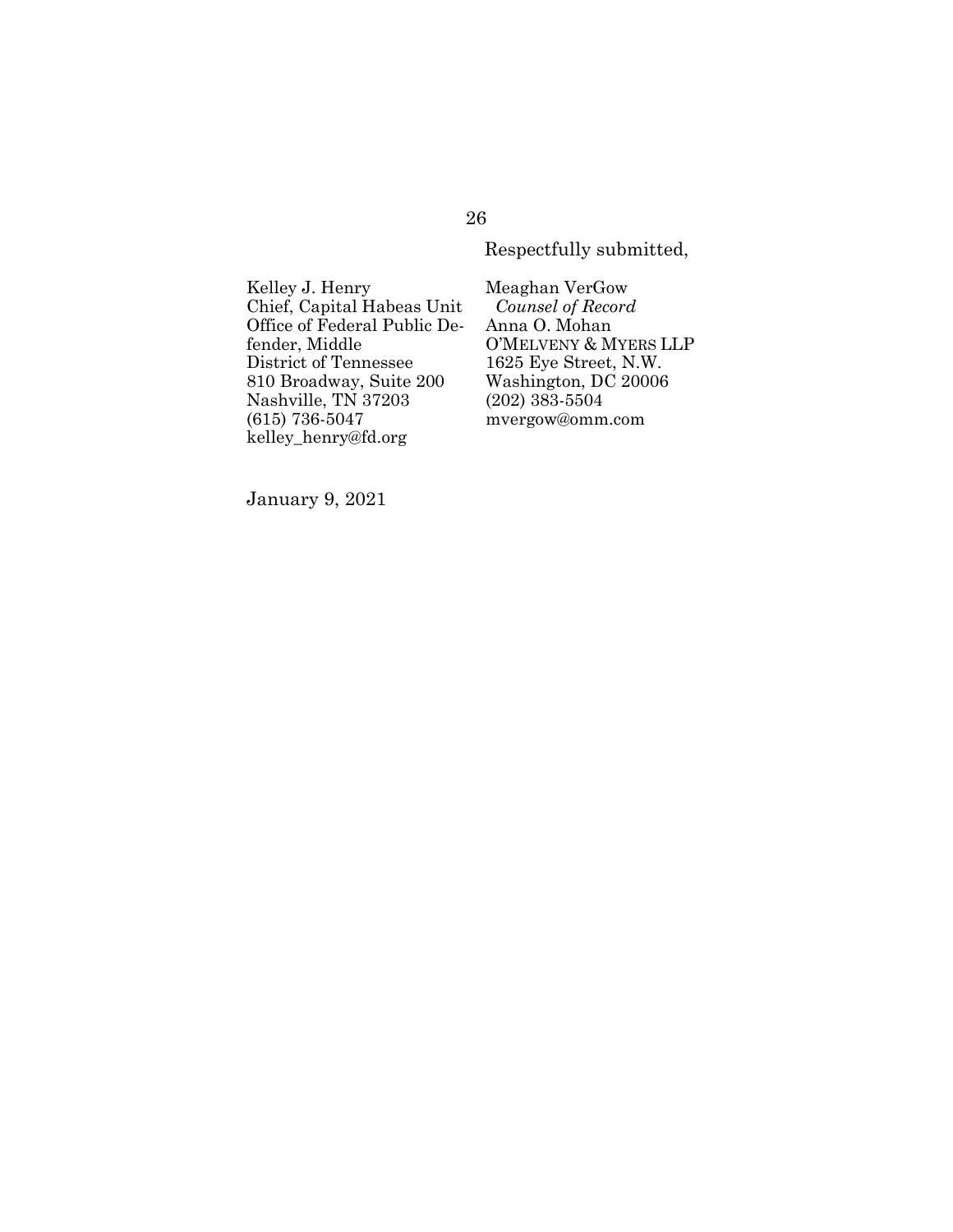Respectfully submitted,

Kelley J. Henry
Chief, Capital Habeas Unit
Office of Federal Public Defender, Middle
District of Tennessee
810 Broadway, Suite 200
Nashville, TN 37203
(615) 736-5047
kelley_henry@fd.org

Meaghan VerGow
*Counsel of Record*
Anna O. Mohan
O'MELVENY & MYERS LLP
1625 Eye Street, N.W.
Washington, DC 20006
(202) 383-5504
mvergow@omm.com

January 9, 2021